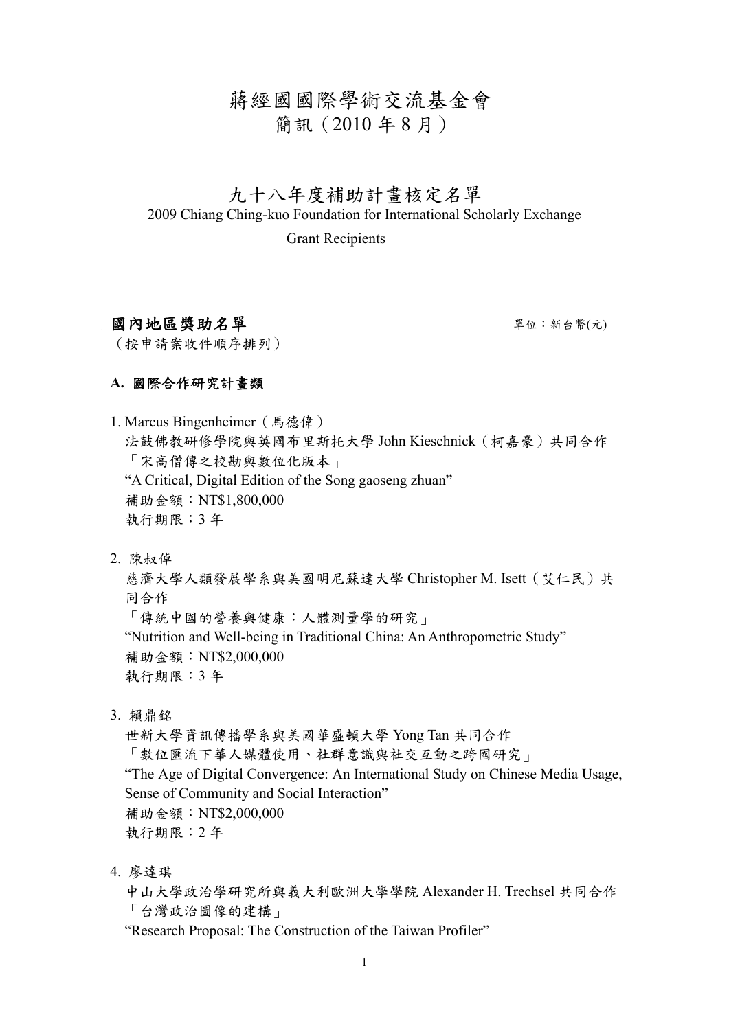# 蔣經國國際學術交流基金會
## 簡訊（2010 年 8 月）

## 九十八年度補助計畫核定名單

2009 Chiang Ching-kuo Foundation for International Scholarly Exchange

Grant Recipients

### 國內地區獎助名單

單位：新台幣(元)

（按申請案收件順序排列）

#### A. 國際合作研究計畫類

1. Marcus Bingenheimer（馬德偉）
   法鼓佛教研修學院與英國布里斯托大學 John Kieschnick（柯嘉豪）共同合作
   「宋高僧傳之校勘與數位化版本」
   “A Critical, Digital Edition of the Song gaoseng zhuan”
   補助金額：NT$1,800,000
   執行期限：3 年

2. 陳叔倬
   慈濟大學人類發展學系與美國明尼蘇達大學 Christopher M. Isett（艾仁民）共同合作
   「傳統中國的營養與健康：人體測量學的研究」
   “Nutrition and Well-being in Traditional China: An Anthropometric Study”
   補助金額：NT$2,000,000
   執行期限：3 年

3. 賴鼎銘
   世新大學資訊傳播學系與美國華盛頓大學 Yong Tan 共同合作
   「數位匯流下華人媒體使用、社群意識與社交互動之跨國研究」
   “The Age of Digital Convergence: An International Study on Chinese Media Usage, Sense of Community and Social Interaction”
   補助金額：NT$2,000,000
   執行期限：2 年

4. 廖達琪
   中山大學政治學研究所與義大利歐洲大學學院 Alexander H. Trechsel 共同合作
   「台灣政治圖像的建構」
   “Research Proposal: The Construction of the Taiwan Profiler”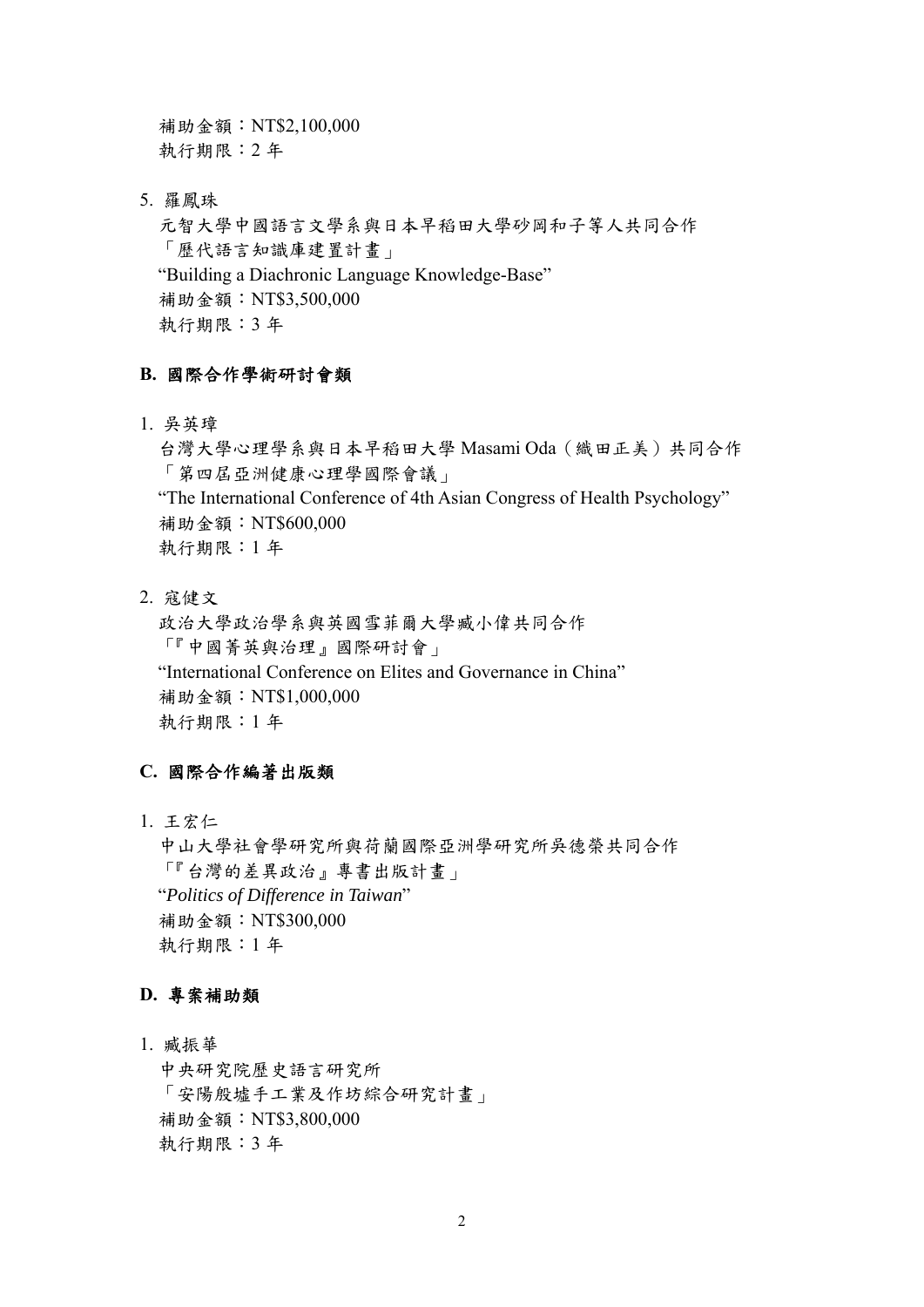補助金額：NT$2,100,000
執行期限：2 年

5. 羅鳳珠
   元智大學中國語言文學系與日本早稻田大學砂岡和子等人共同合作
   「歷代語言知識庫建置計畫」
   "Building a Diachronic Language Knowledge-Base"
   補助金額：NT$3,500,000
   執行期限：3 年

### B. 國際合作學術研討會類

1. 吳英璋
   台灣大學心理學系與日本早稻田大學 Masami Oda（織田正美）共同合作
   「第四屆亞洲健康心理學國際會議」
   "The International Conference of 4th Asian Congress of Health Psychology"
   補助金額：NT$600,000
   執行期限：1 年

2. 寇健文
   政治大學政治學系與英國雪菲爾大學臧小偉共同合作
   「『中國菁英與治理』國際研討會」
   "International Conference on Elites and Governance in China"
   補助金額：NT$1,000,000
   執行期限：1 年

### C. 國際合作編著出版類

1. 王宏仁
   中山大學社會學研究所與荷蘭國際亞洲學研究所吳德榮共同合作
   「『台灣的差異政治』專書出版計畫」
   "*Politics of Difference in Taiwan*"
   補助金額：NT$300,000
   執行期限：1 年

### D. 專案補助類

1. 臧振華
   中央研究院歷史語言研究所
   「安陽殷墟手工業及作坊綜合研究計畫」
   補助金額：NT$3,800,000
   執行期限：3 年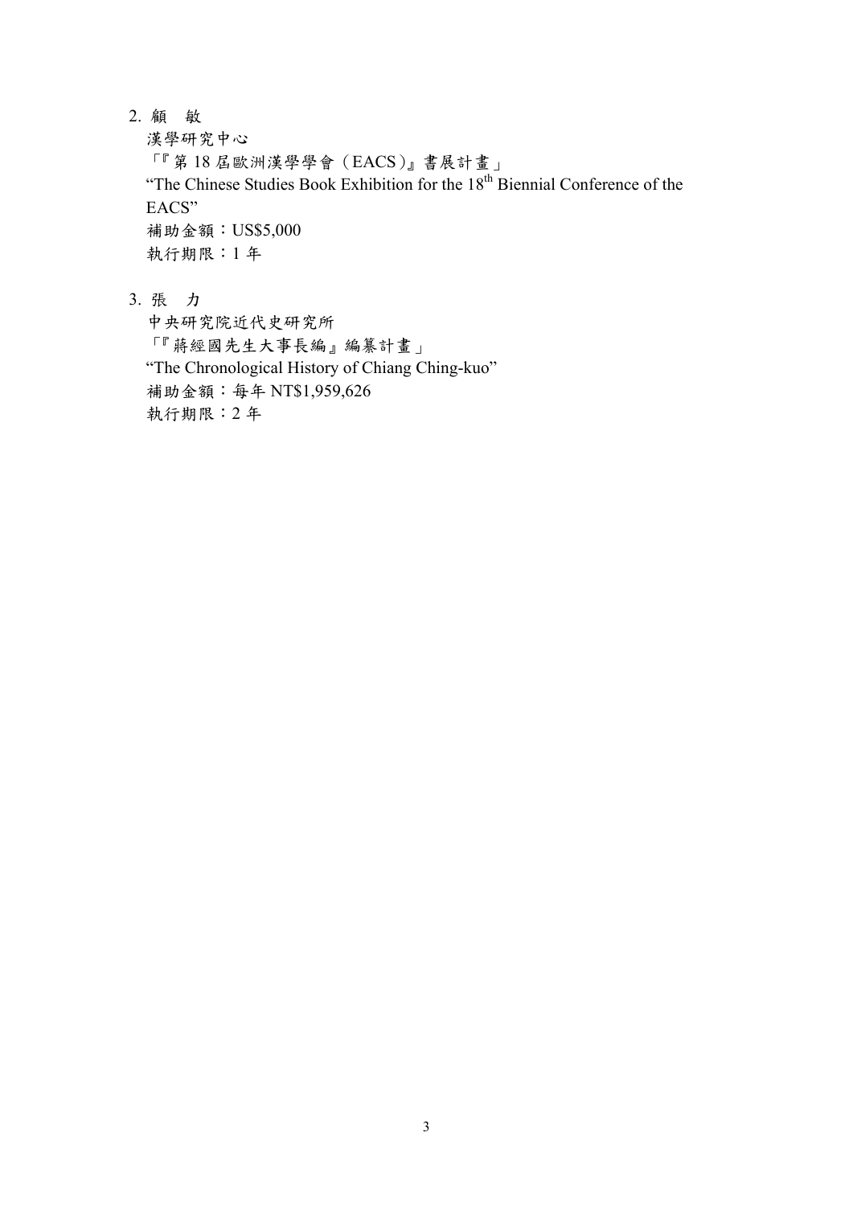2. 顧　敏

   漢學研究中心

   「『第 18 屆歐洲漢學學會（EACS）』書展計畫」

   “The Chinese Studies Book Exhibition for the 18th Biennial Conference of the EACS”

   補助金額：US$5,000

   執行期限：1 年

3. 張　力

   中央研究院近代史研究所

   「『蔣經國先生大事長編』編纂計畫」

   “The Chronological History of Chiang Ching-kuo”

   補助金額：每年 NT$1,959,626

   執行期限：2 年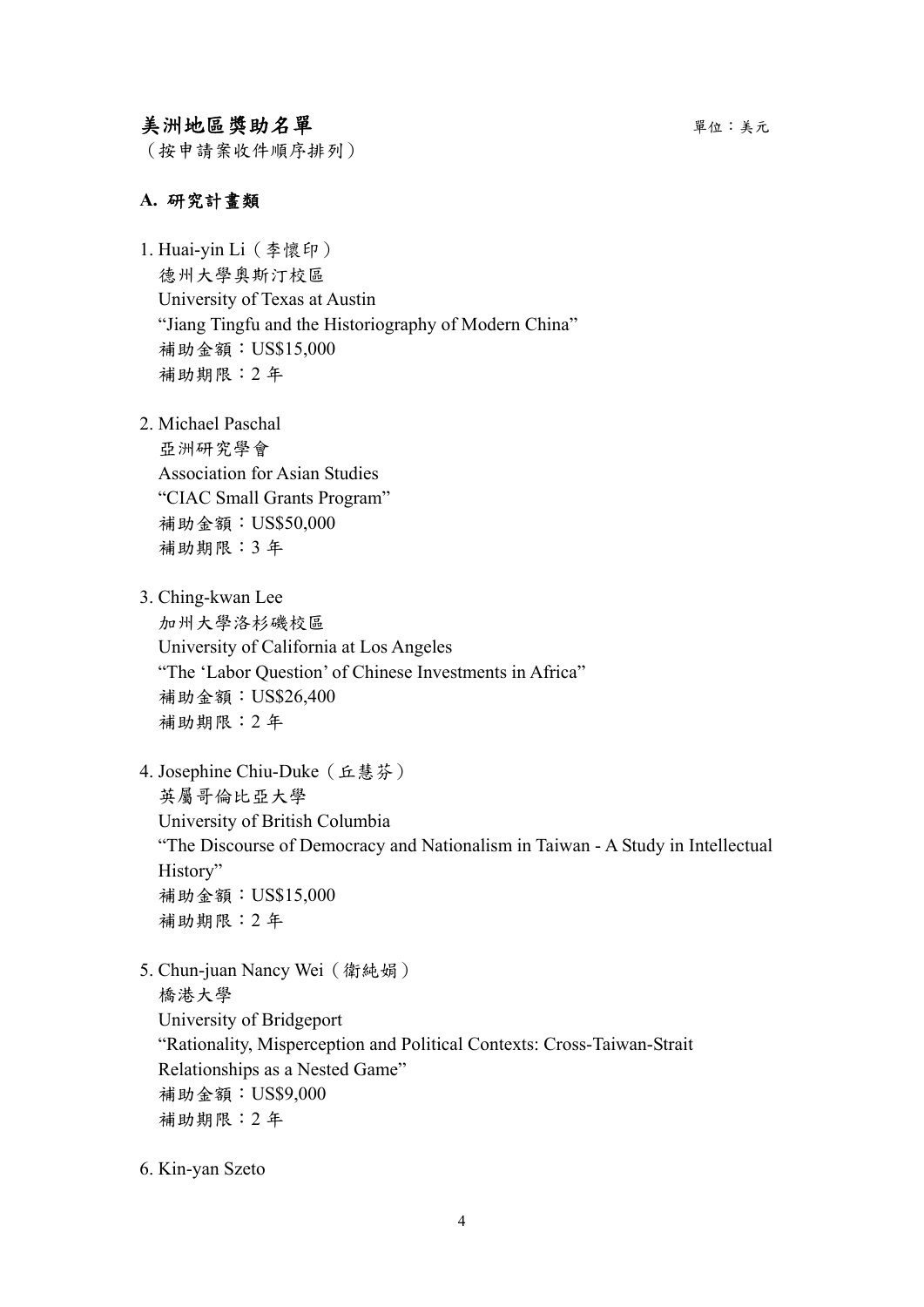## 美洲地區獎助名單

單位：美元

（按申請案收件順序排列）

### A. 研究計畫類

1. Huai-yin Li（李懷印）
   德州大學奧斯汀校區
   University of Texas at Austin
   "Jiang Tingfu and the Historiography of Modern China"
   補助金額：US$15,000
   補助期限：2 年

2. Michael Paschal
   亞洲研究學會
   Association for Asian Studies
   "CIAC Small Grants Program"
   補助金額：US$50,000
   補助期限：3 年

3. Ching-kwan Lee
   加州大學洛杉磯校區
   University of California at Los Angeles
   "The 'Labor Question' of Chinese Investments in Africa"
   補助金額：US$26,400
   補助期限：2 年

4. Josephine Chiu-Duke（丘慧芬）
   英屬哥倫比亞大學
   University of British Columbia
   "The Discourse of Democracy and Nationalism in Taiwan - A Study in Intellectual History"
   補助金額：US$15,000
   補助期限：2 年

5. Chun-juan Nancy Wei（衛純娟）
   橋港大學
   University of Bridgeport
   "Rationality, Misperception and Political Contexts: Cross-Taiwan-Strait Relationships as a Nested Game"
   補助金額：US$9,000
   補助期限：2 年

6. Kin-yan Szeto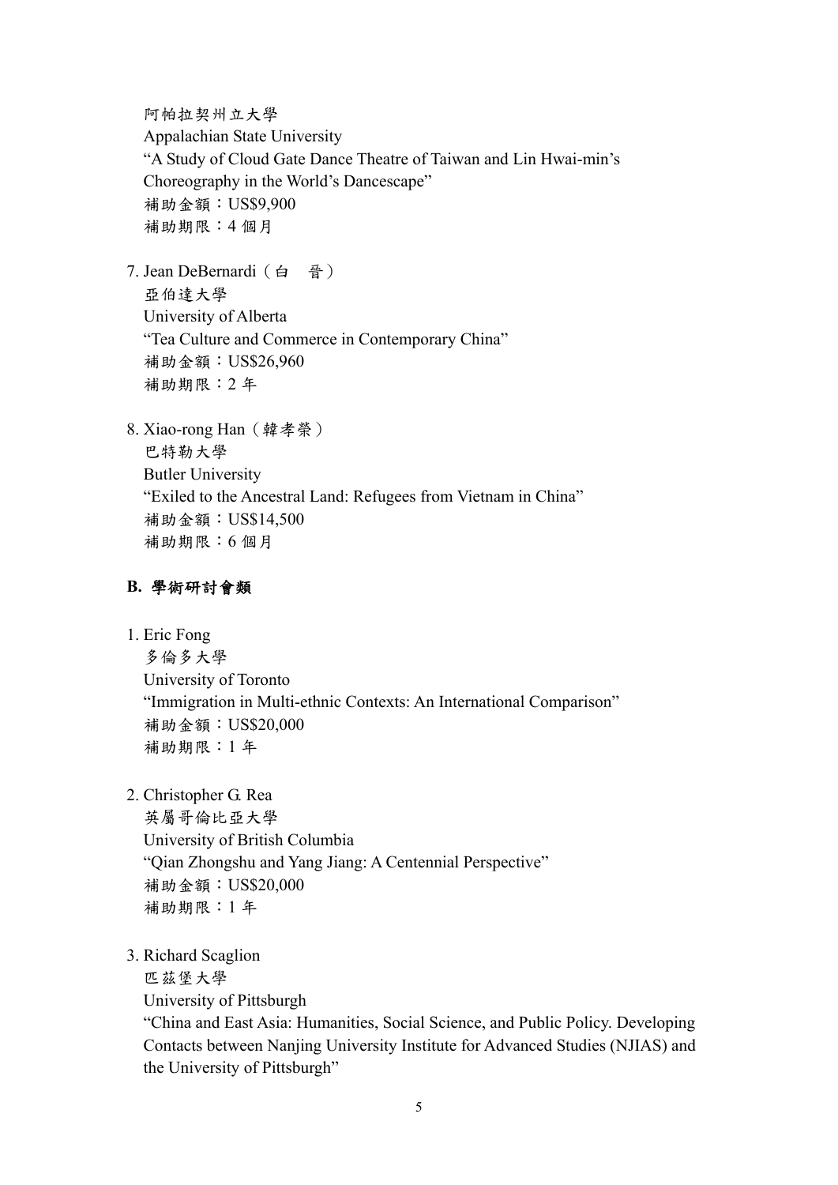阿帕拉契州立大學
Appalachian State University
"A Study of Cloud Gate Dance Theatre of Taiwan and Lin Hwai-min's Choreography in the World's Dancescape"
補助金額：US$9,900
補助期限：4 個月

7. Jean DeBernardi（白　晉）
   亞伯達大學
   University of Alberta
   "Tea Culture and Commerce in Contemporary China"
   補助金額：US$26,960
   補助期限：2 年

8. Xiao-rong Han（韓孝榮）
   巴特勒大學
   Butler University
   "Exiled to the Ancestral Land: Refugees from Vietnam in China"
   補助金額：US$14,500
   補助期限：6 個月

## B. 學術研討會類

1. Eric Fong
   多倫多大學
   University of Toronto
   "Immigration in Multi-ethnic Contexts: An International Comparison"
   補助金額：US$20,000
   補助期限：1 年

2. Christopher G. Rea
   英屬哥倫比亞大學
   University of British Columbia
   "Qian Zhongshu and Yang Jiang: A Centennial Perspective"
   補助金額：US$20,000
   補助期限：1 年

3. Richard Scaglion
   匹茲堡大學
   University of Pittsburgh
   "China and East Asia: Humanities, Social Science, and Public Policy. Developing Contacts between Nanjing University Institute for Advanced Studies (NJIAS) and the University of Pittsburgh"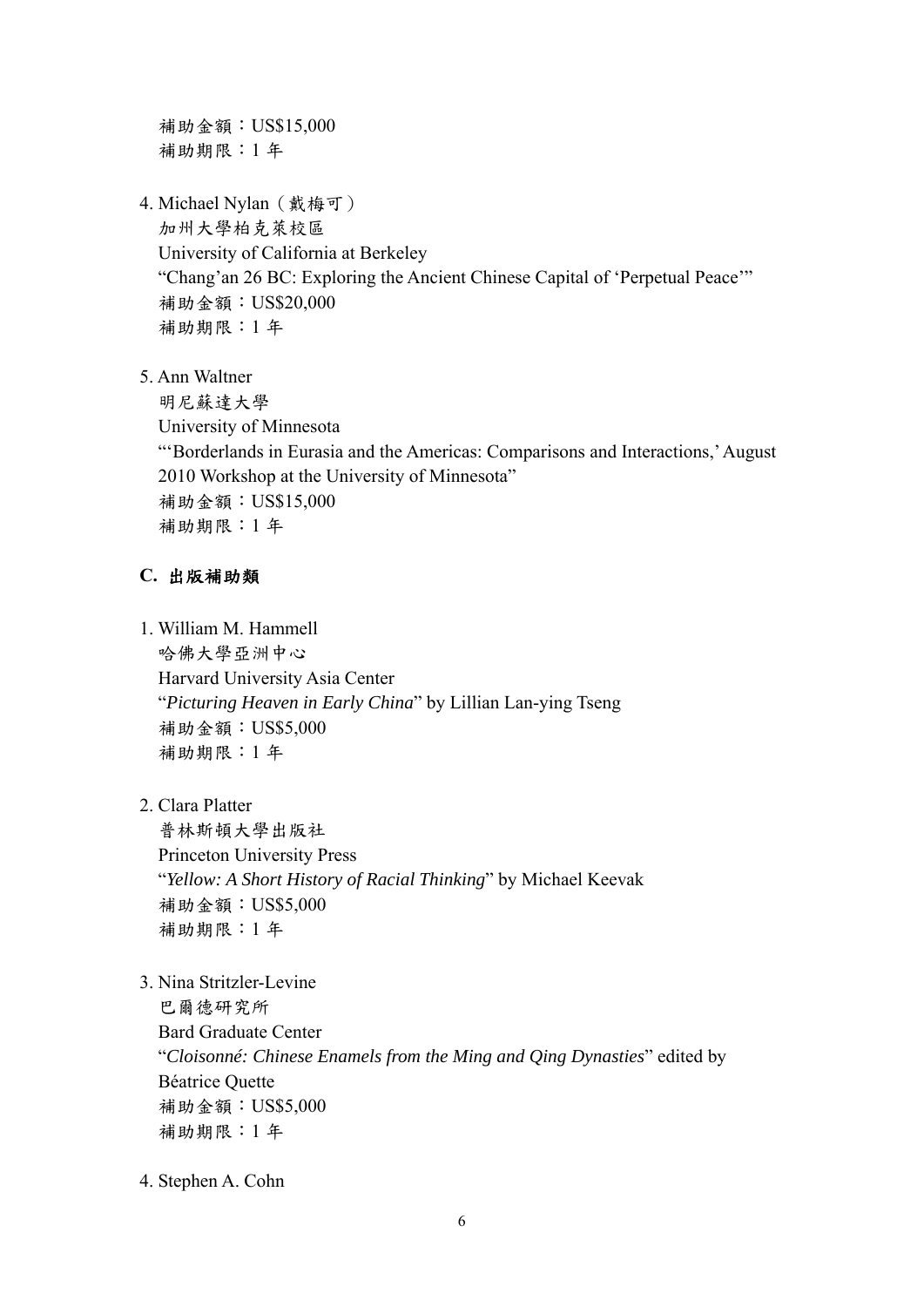補助金額：US$15,000
補助期限：1 年

4. Michael Nylan（戴梅可）
   加州大學柏克萊校區
   University of California at Berkeley
   "Chang'an 26 BC: Exploring the Ancient Chinese Capital of 'Perpetual Peace'"
   補助金額：US$20,000
   補助期限：1 年

5. Ann Waltner
   明尼蘇達大學
   University of Minnesota
   "'Borderlands in Eurasia and the Americas: Comparisons and Interactions,' August 2010 Workshop at the University of Minnesota"
   補助金額：US$15,000
   補助期限：1 年

### C. 出版補助類

1. William M. Hammell
   哈佛大學亞洲中心
   Harvard University Asia Center
   "*Picturing Heaven in Early China*" by Lillian Lan-ying Tseng
   補助金額：US$5,000
   補助期限：1 年

2. Clara Platter
   普林斯頓大學出版社
   Princeton University Press
   "*Yellow: A Short History of Racial Thinking*" by Michael Keevak
   補助金額：US$5,000
   補助期限：1 年

3. Nina Stritzler-Levine
   巴爾德研究所
   Bard Graduate Center
   "*Cloisonné: Chinese Enamels from the Ming and Qing Dynasties*" edited by Béatrice Quette
   補助金額：US$5,000
   補助期限：1 年

4. Stephen A. Cohn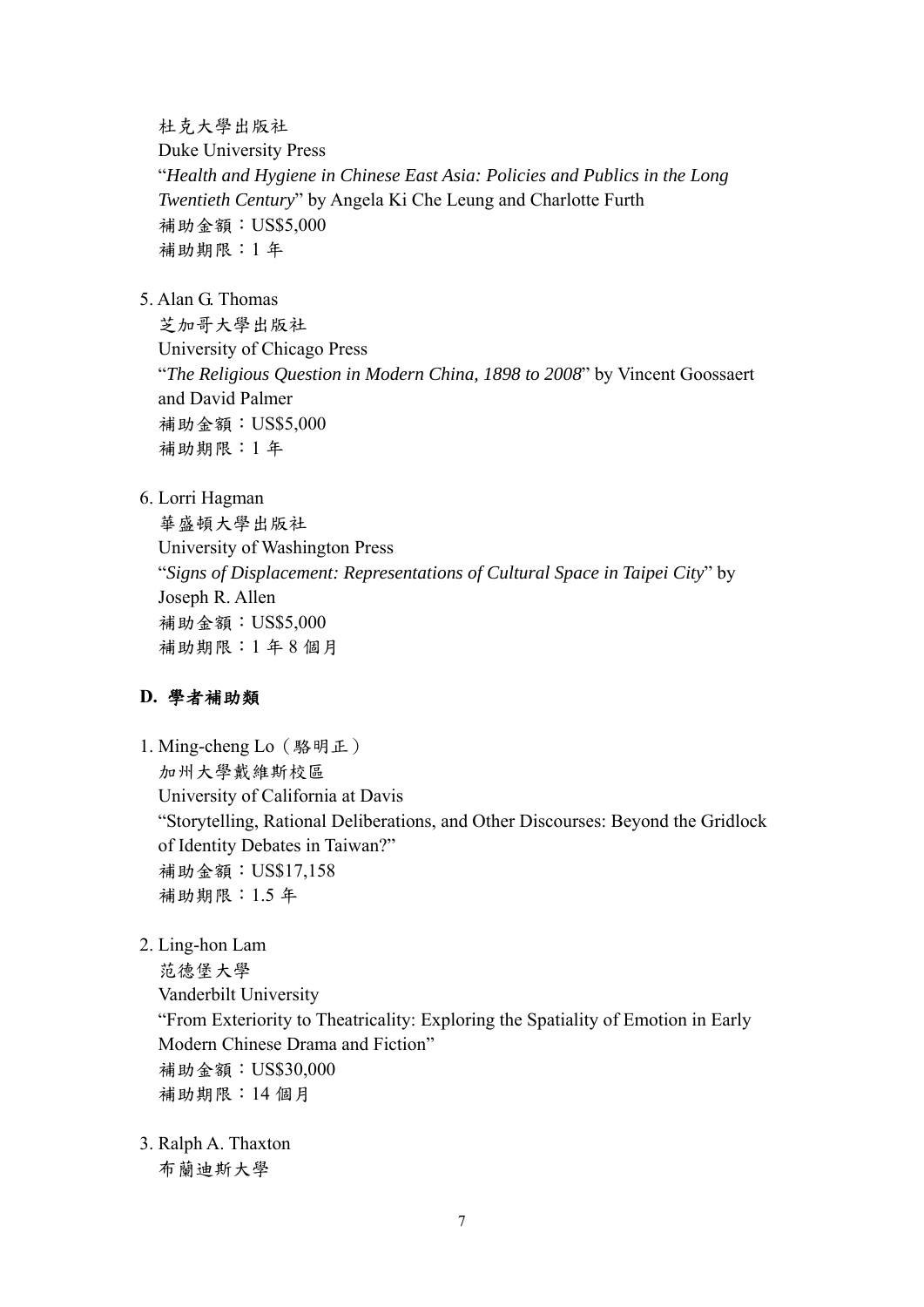杜克大學出版社
Duke University Press
"*Health and Hygiene in Chinese East Asia: Policies and Publics in the Long Twentieth Century*" by Angela Ki Che Leung and Charlotte Furth
補助金額：US$5,000
補助期限：1 年

5. Alan G. Thomas
   芝加哥大學出版社
   University of Chicago Press
   "*The Religious Question in Modern China, 1898 to 2008*" by Vincent Goossaert and David Palmer
   補助金額：US$5,000
   補助期限：1 年

6. Lorri Hagman
   華盛頓大學出版社
   University of Washington Press
   "*Signs of Displacement: Representations of Cultural Space in Taipei City*" by Joseph R. Allen
   補助金額：US$5,000
   補助期限：1 年 8 個月

### D. 學者補助類

1. Ming-cheng Lo（駱明正）
   加州大學戴維斯校區
   University of California at Davis
   "Storytelling, Rational Deliberations, and Other Discourses: Beyond the Gridlock of Identity Debates in Taiwan?"
   補助金額：US$17,158
   補助期限：1.5 年

2. Ling-hon Lam
   范德堡大學
   Vanderbilt University
   "From Exteriority to Theatricality: Exploring the Spatiality of Emotion in Early Modern Chinese Drama and Fiction"
   補助金額：US$30,000
   補助期限：14 個月

3. Ralph A. Thaxton
   布蘭迪斯大學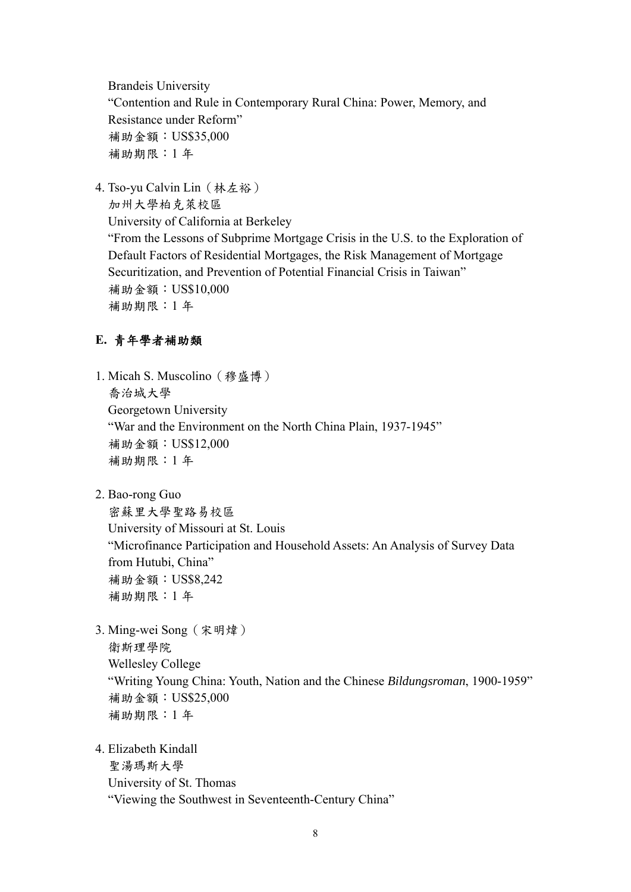Brandeis University
"Contention and Rule in Contemporary Rural China: Power, Memory, and Resistance under Reform"
補助金額：US$35,000
補助期限：1 年

4. Tso-yu Calvin Lin（林左裕）
   加州大學柏克萊校區
   University of California at Berkeley
   "From the Lessons of Subprime Mortgage Crisis in the U.S. to the Exploration of Default Factors of Residential Mortgages, the Risk Management of Mortgage Securitization, and Prevention of Potential Financial Crisis in Taiwan"
   補助金額：US$10,000
   補助期限：1 年

## E. 青年學者補助類

1. Micah S. Muscolino（穆盛博）
   喬治城大學
   Georgetown University
   "War and the Environment on the North China Plain, 1937-1945"
   補助金額：US$12,000
   補助期限：1 年

2. Bao-rong Guo
   密蘇里大學聖路易校區
   University of Missouri at St. Louis
   "Microfinance Participation and Household Assets: An Analysis of Survey Data from Hutubi, China"
   補助金額：US$8,242
   補助期限：1 年

3. Ming-wei Song（宋明煒）
   衛斯理學院
   Wellesley College
   "Writing Young China: Youth, Nation and the Chinese *Bildungsroman*, 1900-1959"
   補助金額：US$25,000
   補助期限：1 年

4. Elizabeth Kindall
   聖湯瑪斯大學
   University of St. Thomas
   "Viewing the Southwest in Seventeenth-Century China"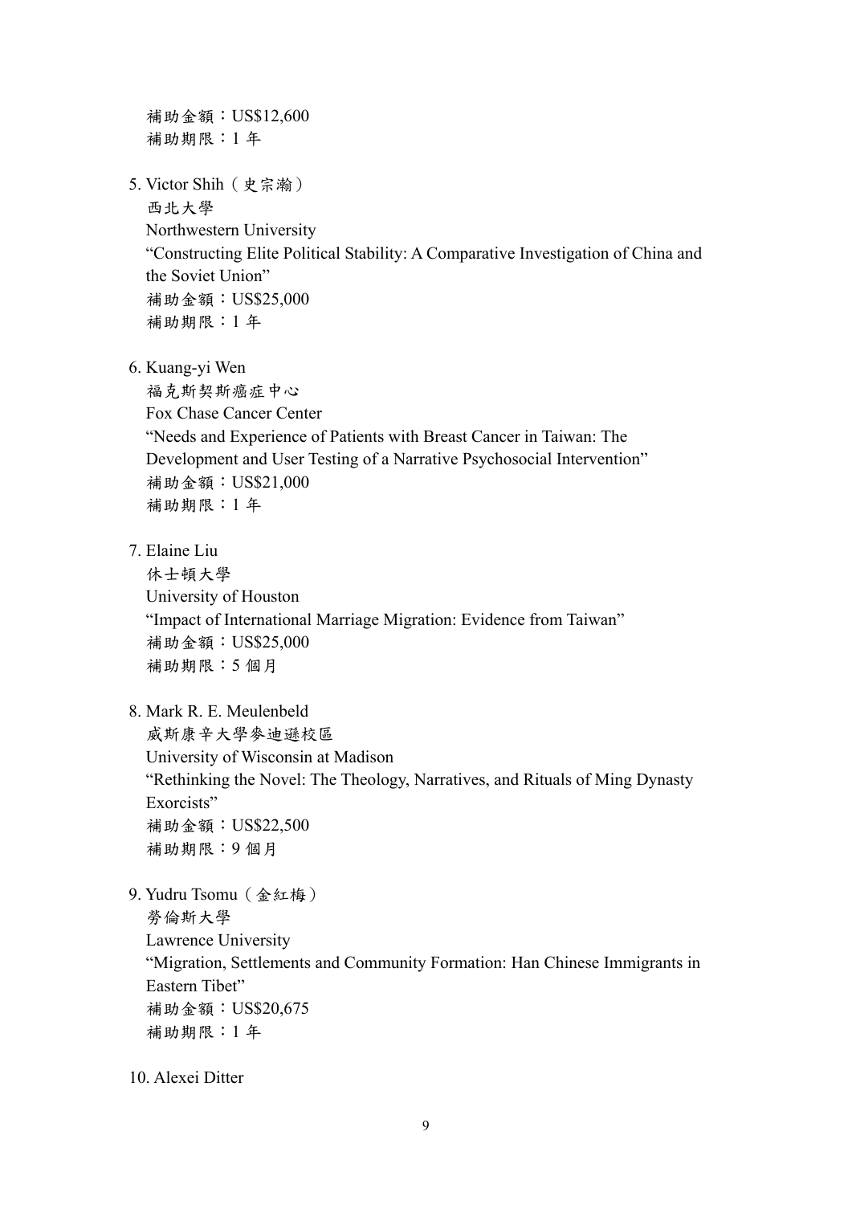補助金額：US$12,600
補助期限：1 年

5. Victor Shih（史宗瀚）
   西北大學
   Northwestern University
   "Constructing Elite Political Stability: A Comparative Investigation of China and the Soviet Union"
   補助金額：US$25,000
   補助期限：1 年

6. Kuang-yi Wen
   福克斯契斯癌症中心
   Fox Chase Cancer Center
   "Needs and Experience of Patients with Breast Cancer in Taiwan: The Development and User Testing of a Narrative Psychosocial Intervention"
   補助金額：US$21,000
   補助期限：1 年

7. Elaine Liu
   休士頓大學
   University of Houston
   "Impact of International Marriage Migration: Evidence from Taiwan"
   補助金額：US$25,000
   補助期限：5 個月

8. Mark R. E. Meulenbeld
   威斯康辛大學麥迪遜校區
   University of Wisconsin at Madison
   "Rethinking the Novel: The Theology, Narratives, and Rituals of Ming Dynasty Exorcists"
   補助金額：US$22,500
   補助期限：9 個月

9. Yudru Tsomu（金紅梅）
   勞倫斯大學
   Lawrence University
   "Migration, Settlements and Community Formation: Han Chinese Immigrants in Eastern Tibet"
   補助金額：US$20,675
   補助期限：1 年

10. Alexei Ditter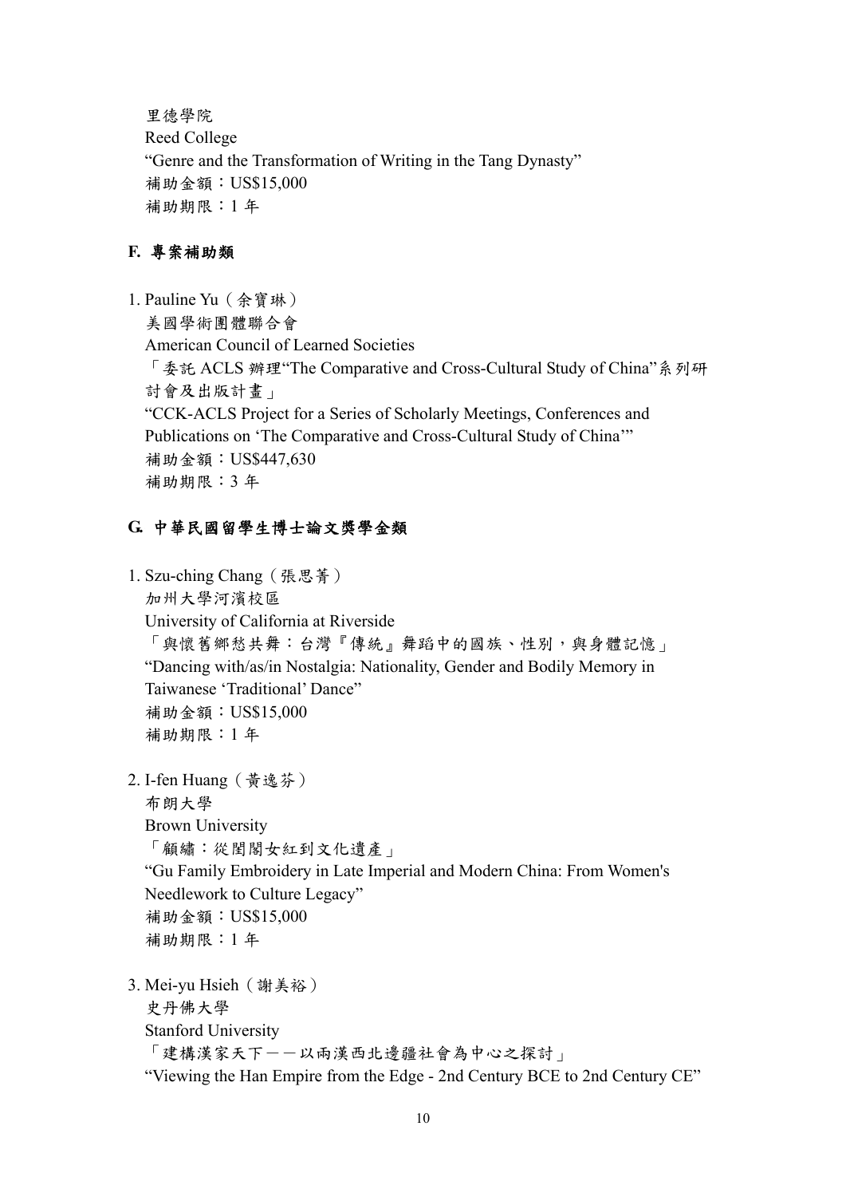里德學院
Reed College
"Genre and the Transformation of Writing in the Tang Dynasty"
補助金額：US$15,000
補助期限：1 年

## F. 專案補助類

1. Pauline Yu（余寶琳）
   美國學術團體聯合會
   American Council of Learned Societies
   「委託 ACLS 辦理"The Comparative and Cross-Cultural Study of China"系列研討會及出版計畫」
   "CCK-ACLS Project for a Series of Scholarly Meetings, Conferences and Publications on 'The Comparative and Cross-Cultural Study of China'"
   補助金額：US$447,630
   補助期限：3 年

## G. 中華民國留學生博士論文獎學金類

1. Szu-ching Chang（張思菁）
   加州大學河濱校區
   University of California at Riverside
   「與懷舊鄉愁共舞：台灣『傳統』舞蹈中的國族、性別，與身體記憶」
   "Dancing with/as/in Nostalgia: Nationality, Gender and Bodily Memory in Taiwanese 'Traditional' Dance"
   補助金額：US$15,000
   補助期限：1 年

2. I-fen Huang（黃逸芬）
   布朗大學
   Brown University
   「顧繡：從閨閣女紅到文化遺產」
   "Gu Family Embroidery in Late Imperial and Modern China: From Women's Needlework to Culture Legacy"
   補助金額：US$15,000
   補助期限：1 年

3. Mei-yu Hsieh（謝美裕）
   史丹佛大學
   Stanford University
   「建構漢家天下——以兩漢西北邊疆社會為中心之探討」
   "Viewing the Han Empire from the Edge - 2nd Century BCE to 2nd Century CE"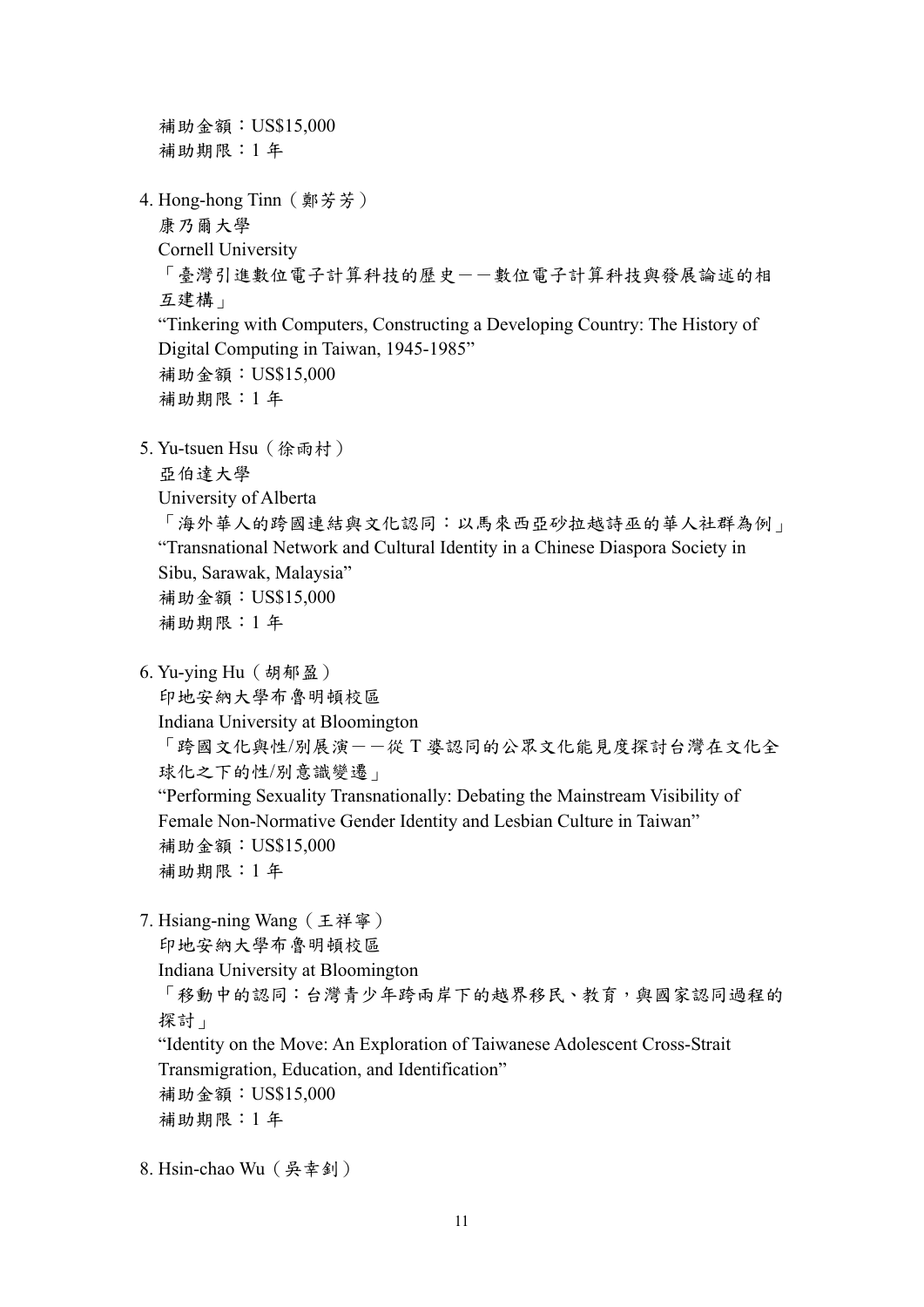補助金額：US$15,000
補助期限：1 年

4. Hong-hong Tinn（鄭芳芳）
   康乃爾大學
   Cornell University
   「臺灣引進數位電子計算科技的歷史——數位電子計算科技與發展論述的相互建構」
   "Tinkering with Computers, Constructing a Developing Country: The History of Digital Computing in Taiwan, 1945-1985"
   補助金額：US$15,000
   補助期限：1 年

5. Yu-tsuen Hsu（徐雨村）
   亞伯達大學
   University of Alberta
   「海外華人的跨國連結與文化認同：以馬來西亞砂拉越詩巫的華人社群為例」
   "Transnational Network and Cultural Identity in a Chinese Diaspora Society in Sibu, Sarawak, Malaysia"
   補助金額：US$15,000
   補助期限：1 年

6. Yu-ying Hu（胡郁盈）
   印地安納大學布魯明頓校區
   Indiana University at Bloomington
   「跨國文化與性/別展演——從 T 婆認同的公眾文化能見度探討台灣在文化全球化之下的性/別意識變遷」
   "Performing Sexuality Transnationally: Debating the Mainstream Visibility of Female Non-Normative Gender Identity and Lesbian Culture in Taiwan"
   補助金額：US$15,000
   補助期限：1 年

7. Hsiang-ning Wang（王祥寧）
   印地安納大學布魯明頓校區
   Indiana University at Bloomington
   「移動中的認同：台灣青少年跨兩岸下的越界移民、教育，與國家認同過程的探討」
   "Identity on the Move: An Exploration of Taiwanese Adolescent Cross-Strait Transmigration, Education, and Identification"
   補助金額：US$15,000
   補助期限：1 年

8. Hsin-chao Wu（吳幸釗）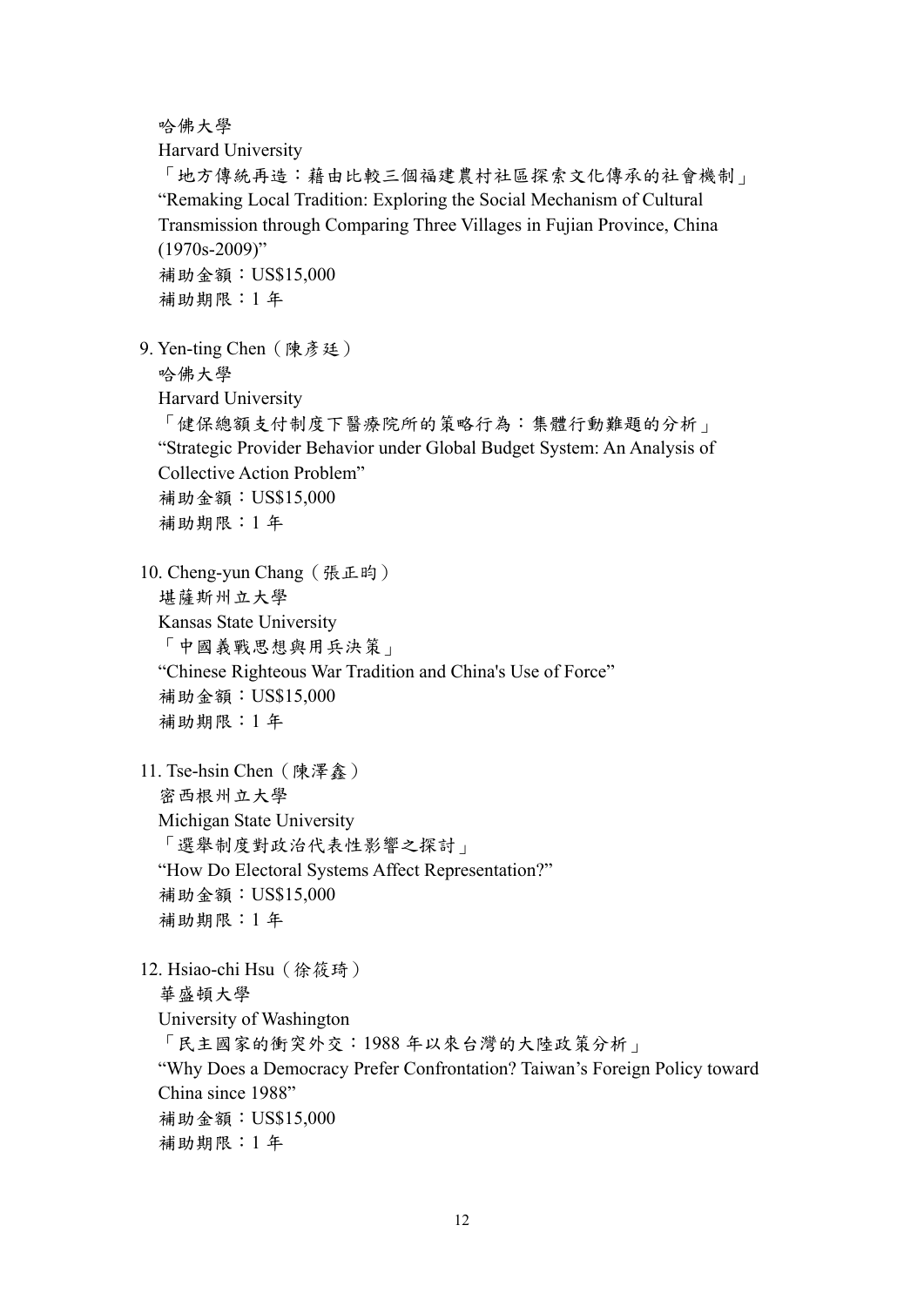哈佛大學
Harvard University
「地方傳統再造：藉由比較三個福建農村社區探索文化傳承的社會機制」
“Remaking Local Tradition: Exploring the Social Mechanism of Cultural Transmission through Comparing Three Villages in Fujian Province, China (1970s-2009)”
補助金額：US$15,000
補助期限：1 年

9. Yen-ting Chen（陳彥廷）
   哈佛大學
   Harvard University
   「健保總額支付制度下醫療院所的策略行為：集體行動難題的分析」
   “Strategic Provider Behavior under Global Budget System: An Analysis of Collective Action Problem”
   補助金額：US$15,000
   補助期限：1 年

10. Cheng-yun Chang（張正昀）
    堪薩斯州立大學
    Kansas State University
    「中國義戰思想與用兵決策」
    “Chinese Righteous War Tradition and China's Use of Force”
    補助金額：US$15,000
    補助期限：1 年

11. Tse-hsin Chen（陳澤鑫）
    密西根州立大學
    Michigan State University
    「選舉制度對政治代表性影響之探討」
    “How Do Electoral Systems Affect Representation?”
    補助金額：US$15,000
    補助期限：1 年

12. Hsiao-chi Hsu（徐筱琦）
    華盛頓大學
    University of Washington
    「民主國家的衝突外交：1988 年以來台灣的大陸政策分析」
    “Why Does a Democracy Prefer Confrontation? Taiwan’s Foreign Policy toward China since 1988”
    補助金額：US$15,000
    補助期限：1 年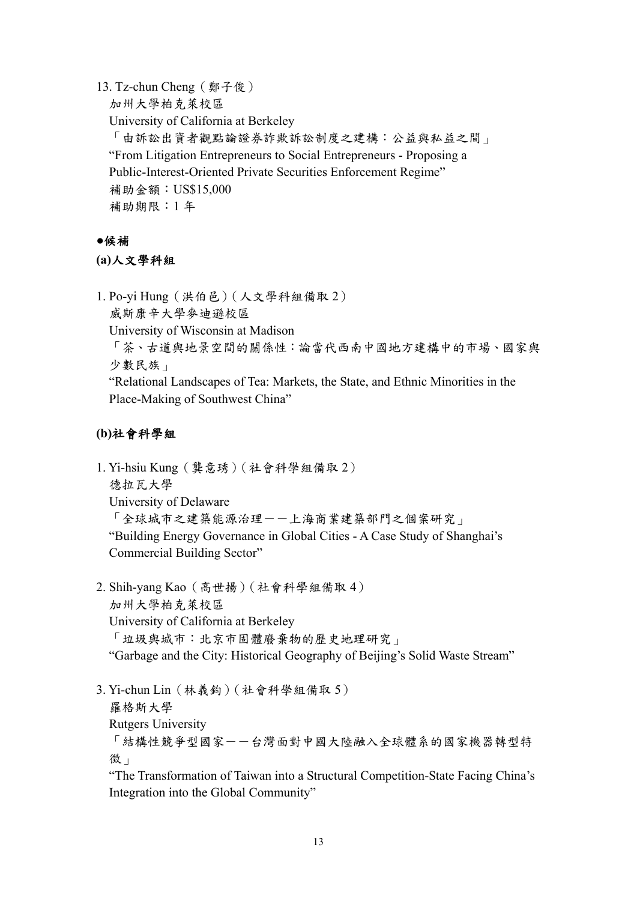13. Tz-chun Cheng（鄭子俊）
   加州大學柏克萊校區
   University of California at Berkeley
   「由訴訟出資者觀點論證券詐欺訴訟制度之建構：公益與私益之間」
   “From Litigation Entrepreneurs to Social Entrepreneurs - Proposing a Public-Interest-Oriented Private Securities Enforcement Regime”
   補助金額：US$15,000
   補助期限：1 年

**●候補**

**(a)人文學科組**

1. Po-yi Hung（洪伯邑）（人文學科組備取 2）
   威斯康辛大學麥迪遜校區
   University of Wisconsin at Madison
   「茶、古道與地景空間的關係性：論當代西南中國地方建構中的市場、國家與少數民族」
   “Relational Landscapes of Tea: Markets, the State, and Ethnic Minorities in the Place-Making of Southwest China”

**(b)社會科學組**

1. Yi-hsiu Kung（龔意琇）（社會科學組備取 2）
   德拉瓦大學
   University of Delaware
   「全球城市之建築能源治理——上海商業建築部門之個案研究」
   “Building Energy Governance in Global Cities - A Case Study of Shanghai’s Commercial Building Sector”

2. Shih-yang Kao（高世揚）（社會科學組備取 4）
   加州大學柏克萊校區
   University of California at Berkeley
   「垃圾與城市：北京市固體廢棄物的歷史地理研究」
   “Garbage and the City: Historical Geography of Beijing’s Solid Waste Stream”

3. Yi-chun Lin（林義鈞）（社會科學組備取 5）
   羅格斯大學
   Rutgers University
   「結構性競爭型國家——台灣面對中國大陸融入全球體系的國家機器轉型特徵」
   “The Transformation of Taiwan into a Structural Competition-State Facing China’s Integration into the Global Community”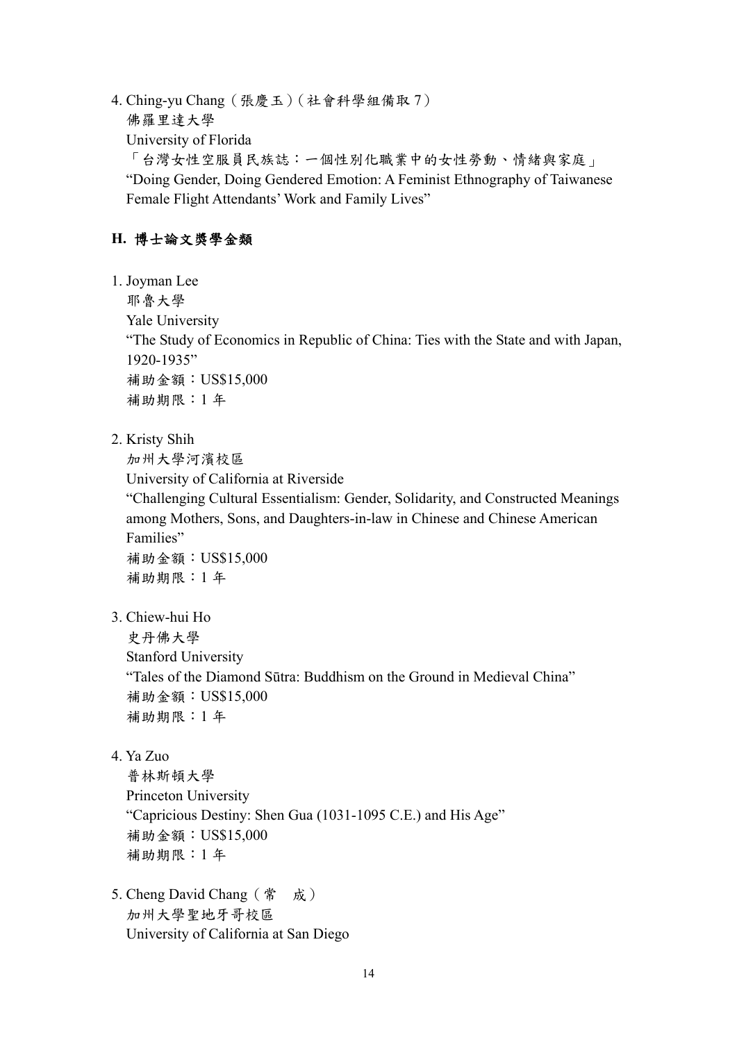4. Ching-yu Chang（張慶玉）（社會科學組備取 7）
   佛羅里達大學
   University of Florida
   「台灣女性空服員民族誌：一個性別化職業中的女性勞動、情緒與家庭」
   “Doing Gender, Doing Gendered Emotion: A Feminist Ethnography of Taiwanese Female Flight Attendants’ Work and Family Lives”

## H. 博士論文獎學金類

1. Joyman Lee
   耶魯大學
   Yale University
   “The Study of Economics in Republic of China: Ties with the State and with Japan, 1920-1935”
   補助金額：US$15,000
   補助期限：1 年

2. Kristy Shih
   加州大學河濱校區
   University of California at Riverside
   “Challenging Cultural Essentialism: Gender, Solidarity, and Constructed Meanings among Mothers, Sons, and Daughters-in-law in Chinese and Chinese American Families”
   補助金額：US$15,000
   補助期限：1 年

3. Chiew-hui Ho
   史丹佛大學
   Stanford University
   “Tales of the Diamond Sūtra: Buddhism on the Ground in Medieval China”
   補助金額：US$15,000
   補助期限：1 年

4. Ya Zuo
   普林斯頓大學
   Princeton University
   “Capricious Destiny: Shen Gua (1031-1095 C.E.) and His Age”
   補助金額：US$15,000
   補助期限：1 年

5. Cheng David Chang（常　成）
   加州大學聖地牙哥校區
   University of California at San Diego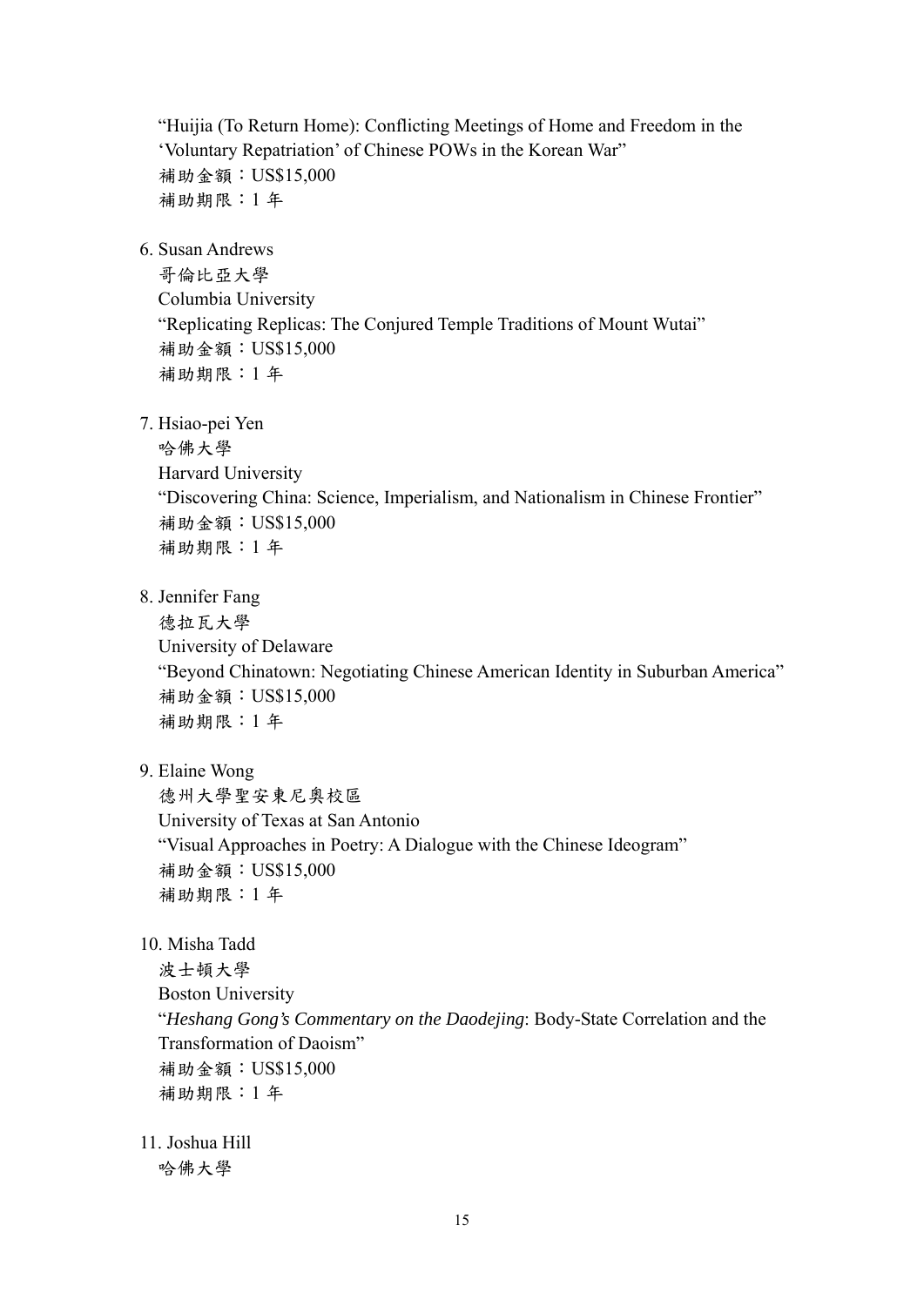"Huijia (To Return Home): Conflicting Meetings of Home and Freedom in the 'Voluntary Repatriation' of Chinese POWs in the Korean War"
補助金額：US$15,000
補助期限：1 年

6. Susan Andrews
   哥倫比亞大學
   Columbia University
   "Replicating Replicas: The Conjured Temple Traditions of Mount Wutai"
   補助金額：US$15,000
   補助期限：1 年

7. Hsiao-pei Yen
   哈佛大學
   Harvard University
   "Discovering China: Science, Imperialism, and Nationalism in Chinese Frontier"
   補助金額：US$15,000
   補助期限：1 年

8. Jennifer Fang
   德拉瓦大學
   University of Delaware
   "Beyond Chinatown: Negotiating Chinese American Identity in Suburban America"
   補助金額：US$15,000
   補助期限：1 年

9. Elaine Wong
   德州大學聖安東尼奧校區
   University of Texas at San Antonio
   "Visual Approaches in Poetry: A Dialogue with the Chinese Ideogram"
   補助金額：US$15,000
   補助期限：1 年

10. Misha Tadd
    波士頓大學
    Boston University
    "*Heshang Gong's Commentary on the Daodejing*: Body-State Correlation and the Transformation of Daoism"
    補助金額：US$15,000
    補助期限：1 年

11. Joshua Hill
    哈佛大學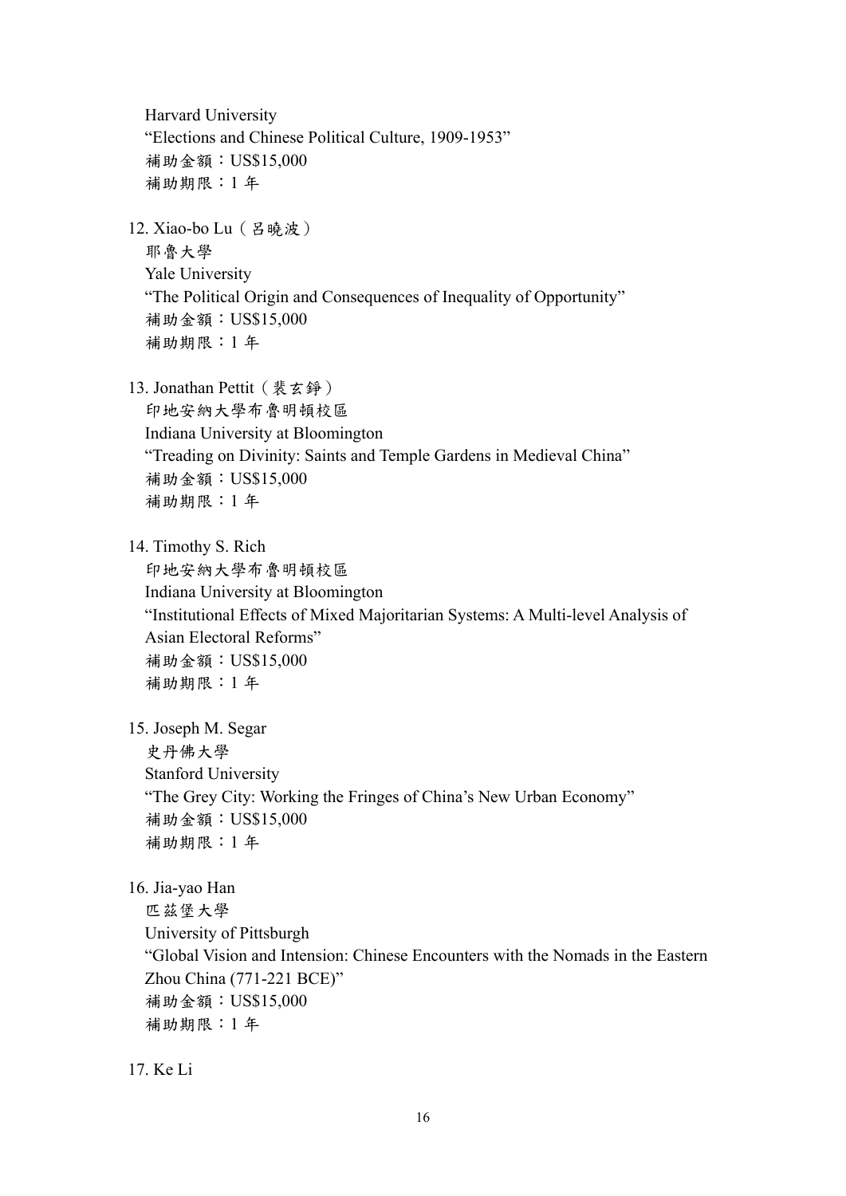Harvard University
"Elections and Chinese Political Culture, 1909-1953"
補助金額：US$15,000
補助期限：1 年

12. Xiao-bo Lu（呂曉波）
耶魯大學
Yale University
"The Political Origin and Consequences of Inequality of Opportunity"
補助金額：US$15,000
補助期限：1 年

13. Jonathan Pettit（裴玄錚）
印地安納大學布魯明頓校區
Indiana University at Bloomington
"Treading on Divinity: Saints and Temple Gardens in Medieval China"
補助金額：US$15,000
補助期限：1 年

14. Timothy S. Rich
印地安納大學布魯明頓校區
Indiana University at Bloomington
"Institutional Effects of Mixed Majoritarian Systems: A Multi-level Analysis of Asian Electoral Reforms"
補助金額：US$15,000
補助期限：1 年

15. Joseph M. Segar
史丹佛大學
Stanford University
"The Grey City: Working the Fringes of China's New Urban Economy"
補助金額：US$15,000
補助期限：1 年

16. Jia-yao Han
匹茲堡大學
University of Pittsburgh
"Global Vision and Intension: Chinese Encounters with the Nomads in the Eastern Zhou China (771-221 BCE)"
補助金額：US$15,000
補助期限：1 年

17. Ke Li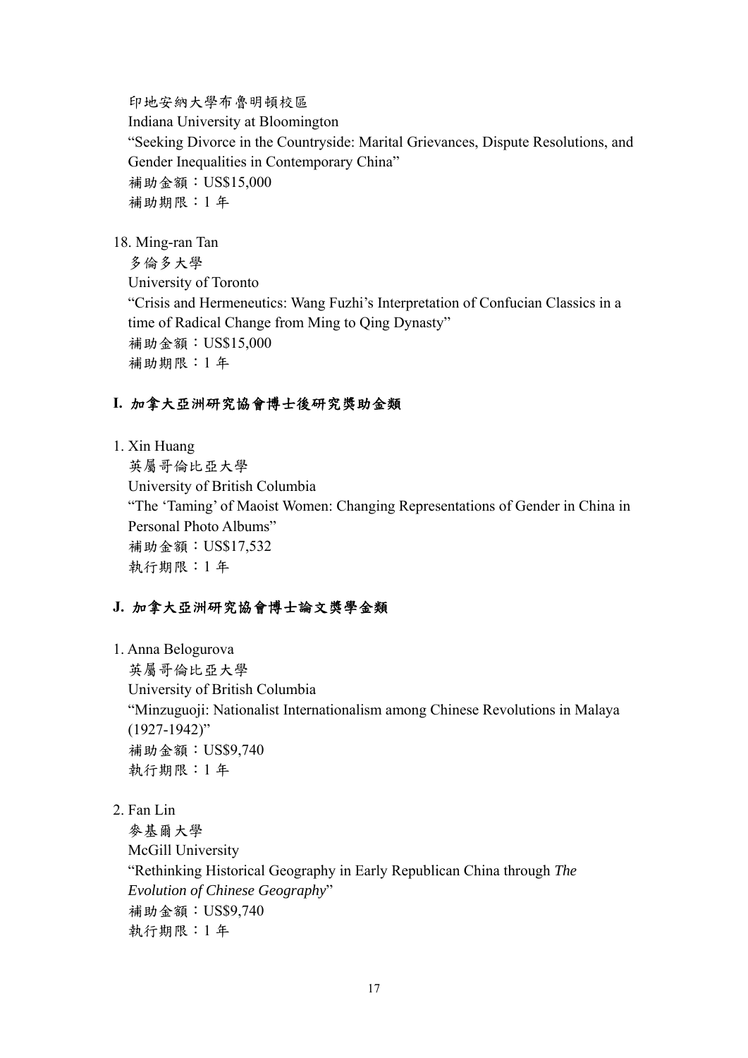印地安納大學布魯明頓校區  
Indiana University at Bloomington  
"Seeking Divorce in the Countryside: Marital Grievances, Dispute Resolutions, and Gender Inequalities in Contemporary China"  
補助金額：US$15,000  
補助期限：1 年

18. Ming-ran Tan  
多倫多大學  
University of Toronto  
"Crisis and Hermeneutics: Wang Fuzhi's Interpretation of Confucian Classics in a time of Radical Change from Ming to Qing Dynasty"  
補助金額：US$15,000  
補助期限：1 年

## I. 加拿大亞洲研究協會博士後研究獎助金類

1. Xin Huang  
英屬哥倫比亞大學  
University of British Columbia  
"The 'Taming' of Maoist Women: Changing Representations of Gender in China in Personal Photo Albums"  
補助金額：US$17,532  
執行期限：1 年

## J. 加拿大亞洲研究協會博士論文獎學金類

1. Anna Belogurova  
英屬哥倫比亞大學  
University of British Columbia  
"Minzuguoji: Nationalist Internationalism among Chinese Revolutions in Malaya (1927-1942)"  
補助金額：US$9,740  
執行期限：1 年

2. Fan Lin  
麥基爾大學  
McGill University  
"Rethinking Historical Geography in Early Republican China through *The Evolution of Chinese Geography*"  
補助金額：US$9,740  
執行期限：1 年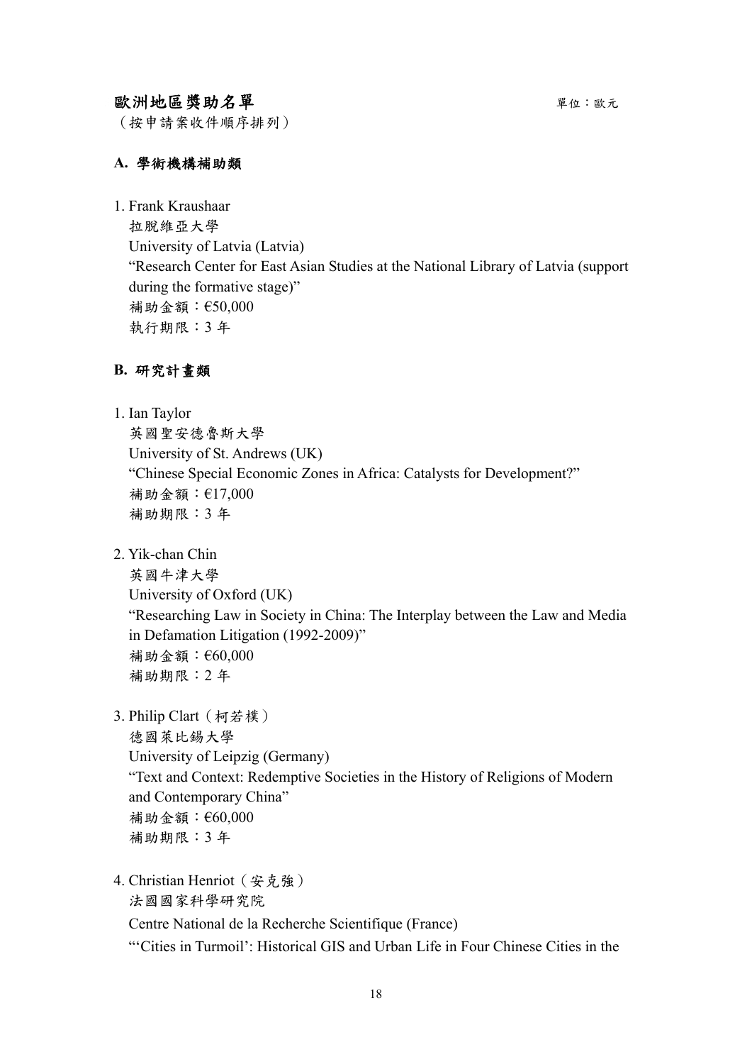## 歐洲地區獎助名單

單位：歐元

（按申請案收件順序排列）

### A. 學術機構補助類

1. Frank Kraushaar
   拉脫維亞大學
   University of Latvia (Latvia)
   "Research Center for East Asian Studies at the National Library of Latvia (support during the formative stage)"
   補助金額：€50,000
   執行期限：3 年

### B. 研究計畫類

1. Ian Taylor
   英國聖安德魯斯大學
   University of St. Andrews (UK)
   "Chinese Special Economic Zones in Africa: Catalysts for Development?"
   補助金額：€17,000
   補助期限：3 年

2. Yik-chan Chin
   英國牛津大學
   University of Oxford (UK)
   "Researching Law in Society in China: The Interplay between the Law and Media in Defamation Litigation (1992-2009)"
   補助金額：€60,000
   補助期限：2 年

3. Philip Clart（柯若樸）
   德國萊比錫大學
   University of Leipzig (Germany)
   "Text and Context: Redemptive Societies in the History of Religions of Modern and Contemporary China"
   補助金額：€60,000
   補助期限：3 年

4. Christian Henriot（安克強）
   法國國家科學研究院
   Centre National de la Recherche Scientifique (France)
   "'Cities in Turmoil': Historical GIS and Urban Life in Four Chinese Cities in the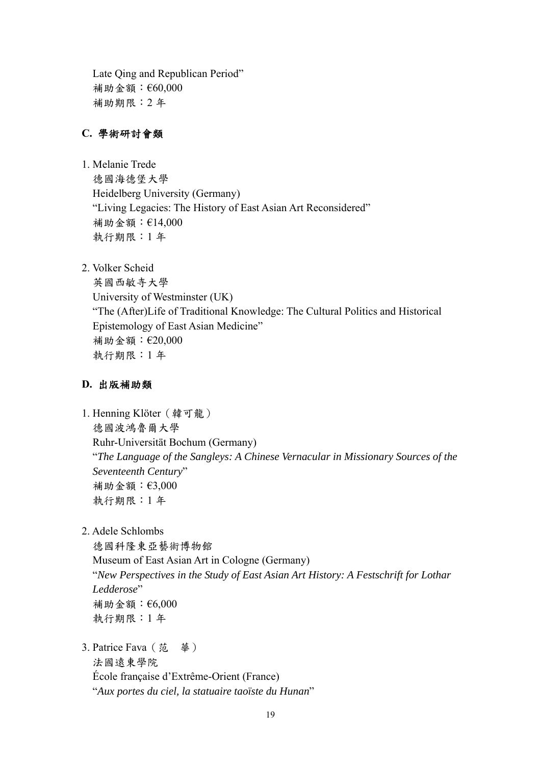Late Qing and Republican Period"
補助金額：€60,000
補助期限：2 年

## C. 學術研討會類

1. Melanie Trede
   德國海德堡大學
   Heidelberg University (Germany)
   "Living Legacies: The History of East Asian Art Reconsidered"
   補助金額：€14,000
   執行期限：1 年

2. Volker Scheid
   英國西敏寺大學
   University of Westminster (UK)
   "The (After)Life of Traditional Knowledge: The Cultural Politics and Historical Epistemology of East Asian Medicine"
   補助金額：€20,000
   執行期限：1 年

## D. 出版補助類

1. Henning Klöter（韓可龍）
   德國波鴻魯爾大學
   Ruhr-Universität Bochum (Germany)
   "*The Language of the Sangleys: A Chinese Vernacular in Missionary Sources of the Seventeenth Century*"
   補助金額：€3,000
   執行期限：1 年

2. Adele Schlombs
   德國科隆東亞藝術博物館
   Museum of East Asian Art in Cologne (Germany)
   "*New Perspectives in the Study of East Asian Art History: A Festschrift for Lothar Ledderose*"
   補助金額：€6,000
   執行期限：1 年

3. Patrice Fava（范　華）
   法國遠東學院
   École française d'Extrême-Orient (France)
   "*Aux portes du ciel, la statuaire taoïste du Hunan*"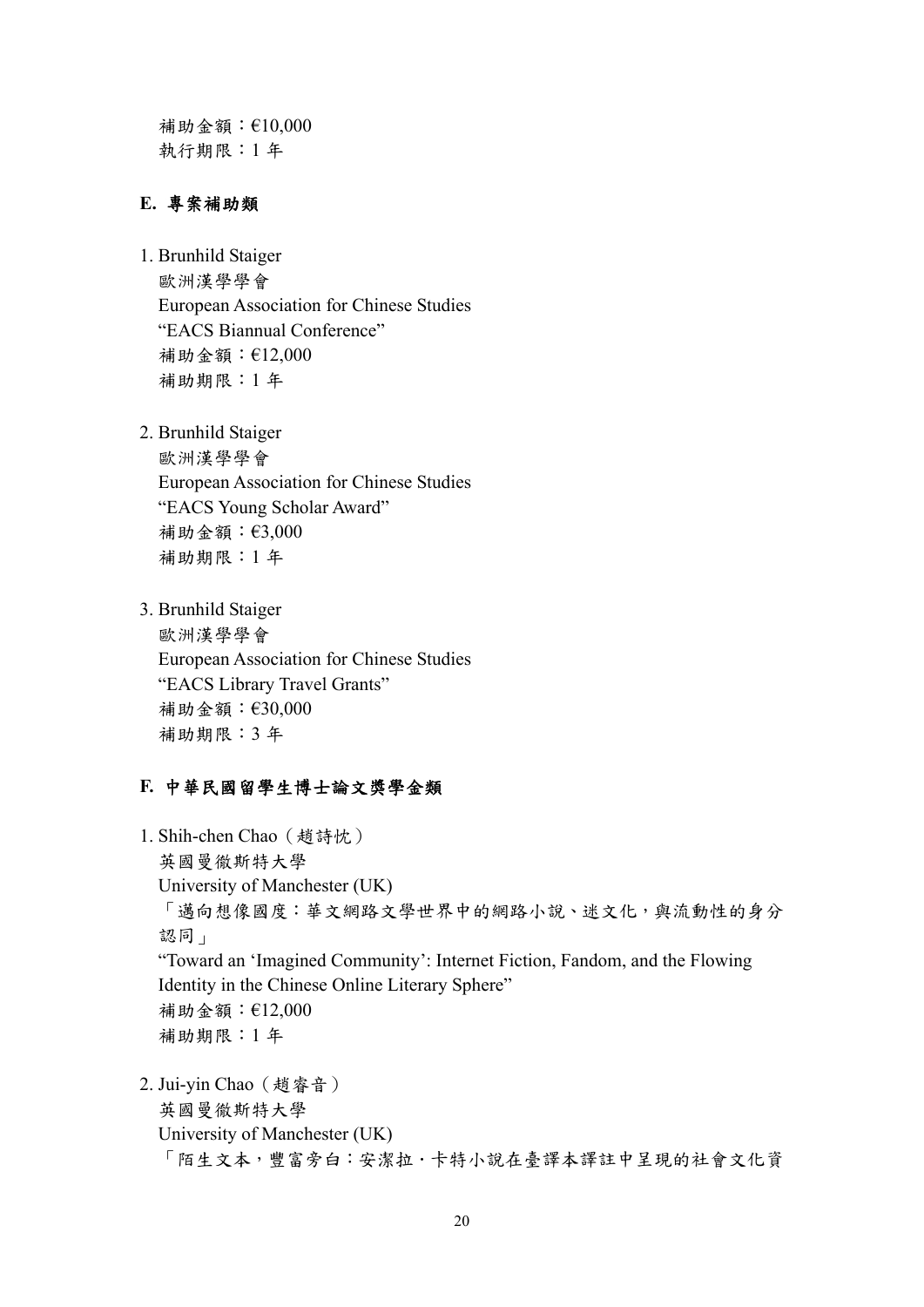補助金額：€10,000
執行期限：1 年

**E. 專案補助類**

1. Brunhild Staiger
   歐洲漢學學會
   European Association for Chinese Studies
   "EACS Biannual Conference"
   補助金額：€12,000
   補助期限：1 年

2. Brunhild Staiger
   歐洲漢學學會
   European Association for Chinese Studies
   "EACS Young Scholar Award"
   補助金額：€3,000
   補助期限：1 年

3. Brunhild Staiger
   歐洲漢學學會
   European Association for Chinese Studies
   "EACS Library Travel Grants"
   補助金額：€30,000
   補助期限：3 年

**F. 中華民國留學生博士論文獎學金類**

1. Shih-chen Chao（趙詩忱）
   英國曼徹斯特大學
   University of Manchester (UK)
   「邁向想像國度：華文網路文學世界中的網路小說、迷文化，與流動性的身分認同」
   "Toward an 'Imagined Community': Internet Fiction, Fandom, and the Flowing Identity in the Chinese Online Literary Sphere"
   補助金額：€12,000
   補助期限：1 年

2. Jui-yin Chao（趙睿音）
   英國曼徹斯特大學
   University of Manchester (UK)
   「陌生文本，豐富旁白：安潔拉・卡特小說在臺譯本譯註中呈現的社會文化資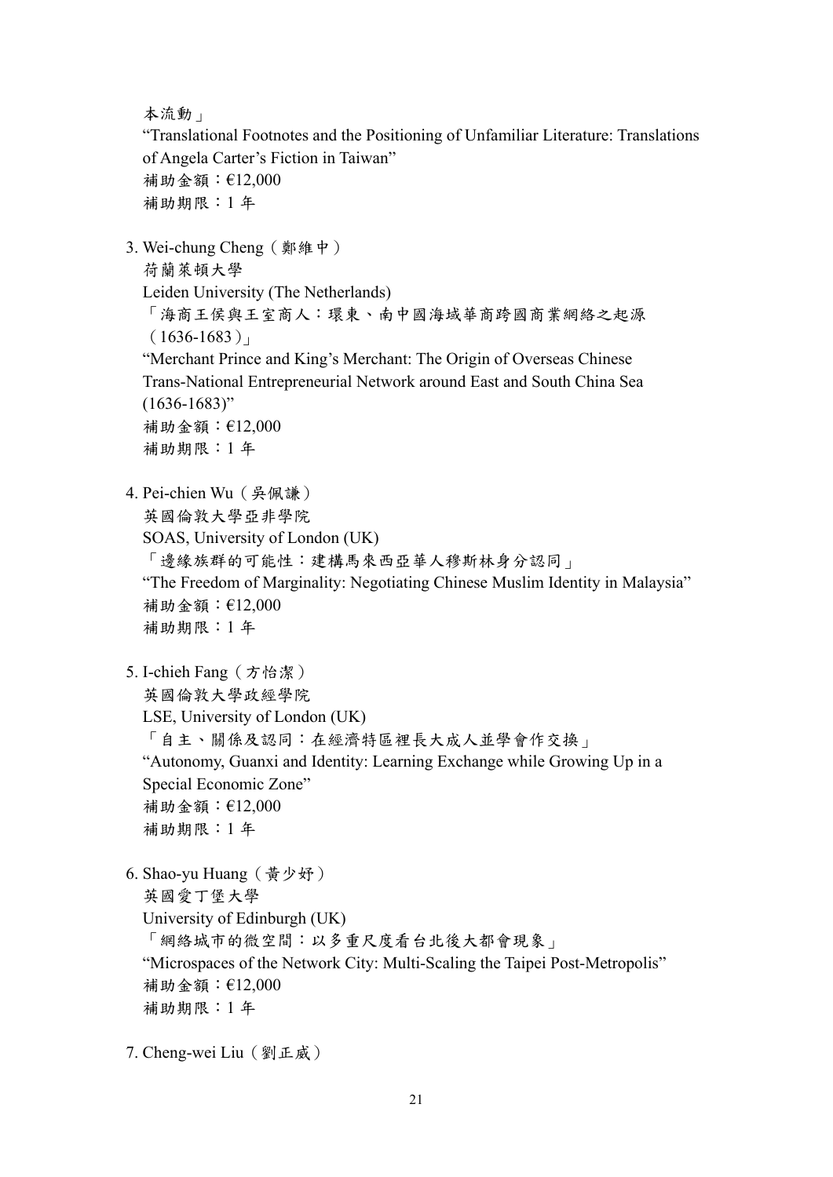本流動」
“Translational Footnotes and the Positioning of Unfamiliar Literature: Translations of Angela Carter’s Fiction in Taiwan”
補助金額：€12,000
補助期限：1 年

3. Wei-chung Cheng（鄭維中）
   荷蘭萊頓大學
   Leiden University (The Netherlands)
   「海商王侯與王室商人：環東、南中國海域華商跨國商業網絡之起源（1636-1683）」
   “Merchant Prince and King’s Merchant: The Origin of Overseas Chinese Trans-National Entrepreneurial Network around East and South China Sea (1636-1683)”
   補助金額：€12,000
   補助期限：1 年

4. Pei-chien Wu（吳佩謙）
   英國倫敦大學亞非學院
   SOAS, University of London (UK)
   「邊緣族群的可能性：建構馬來西亞華人穆斯林身分認同」
   “The Freedom of Marginality: Negotiating Chinese Muslim Identity in Malaysia”
   補助金額：€12,000
   補助期限：1 年

5. I-chieh Fang（方怡潔）
   英國倫敦大學政經學院
   LSE, University of London (UK)
   「自主、關係及認同：在經濟特區裡長大成人並學會作交換」
   “Autonomy, Guanxi and Identity: Learning Exchange while Growing Up in a Special Economic Zone”
   補助金額：€12,000
   補助期限：1 年

6. Shao-yu Huang（黃少妤）
   英國愛丁堡大學
   University of Edinburgh (UK)
   「網絡城市的微空間：以多重尺度看台北後大都會現象」
   “Microspaces of the Network City: Multi-Scaling the Taipei Post-Metropolis”
   補助金額：€12,000
   補助期限：1 年

7. Cheng-wei Liu（劉正威）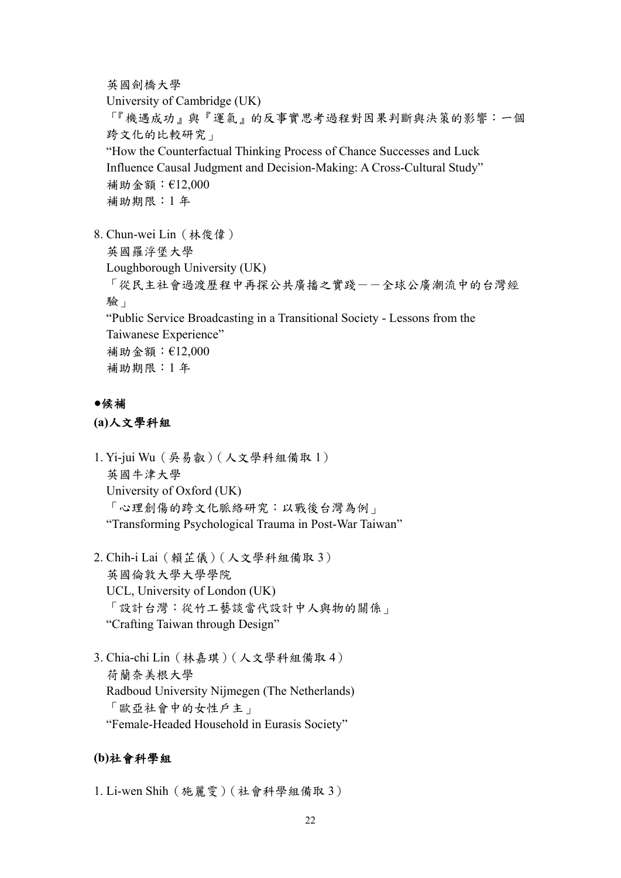英國劍橋大學
University of Cambridge (UK)
「『機遇成功』與『運氣』的反事實思考過程對因果判斷與決策的影響：一個跨文化的比較研究」
"How the Counterfactual Thinking Process of Chance Successes and Luck Influence Causal Judgment and Decision-Making: A Cross-Cultural Study"
補助金額：€12,000
補助期限：1 年

8. Chun-wei Lin（林俊偉）
   英國羅浮堡大學
   Loughborough University (UK)
   「從民主社會過渡歷程中再探公共廣播之實踐——全球公廣潮流中的台灣經驗」
   "Public Service Broadcasting in a Transitional Society - Lessons from the Taiwanese Experience"
   補助金額：€12,000
   補助期限：1 年

**●候補**

**(a)人文學科組**

1. Yi-jui Wu（吳易叡）（人文學科組備取 1）
   英國牛津大學
   University of Oxford (UK)
   「心理創傷的跨文化脈絡研究：以戰後台灣為例」
   "Transforming Psychological Trauma in Post-War Taiwan"

2. Chih-i Lai（賴芷儀）（人文學科組備取 3）
   英國倫敦大學大學學院
   UCL, University of London (UK)
   「設計台灣：從竹工藝談當代設計中人與物的關係」
   "Crafting Taiwan through Design"

3. Chia-chi Lin（林嘉琪）（人文學科組備取 4）
   荷蘭奈美根大學
   Radboud University Nijmegen (The Netherlands)
   「歐亞社會中的女性戶主」
   "Female-Headed Household in Eurasis Society"

**(b)社會科學組**

1. Li-wen Shih（施麗雯）（社會科學組備取 3）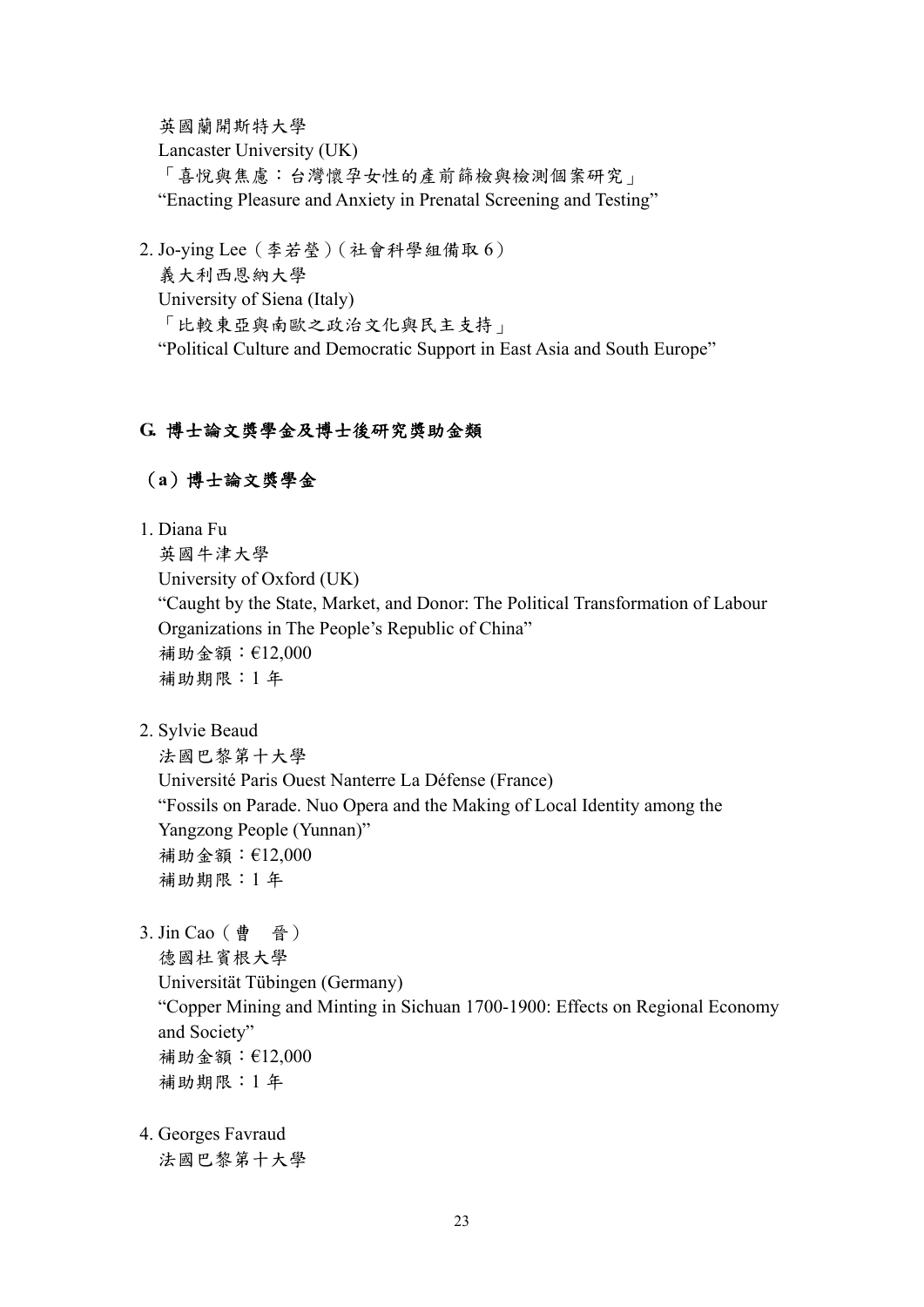英國蘭開斯特大學
Lancaster University (UK)
「喜悅與焦慮：台灣懷孕女性的產前篩檢與檢測個案研究」
“Enacting Pleasure and Anxiety in Prenatal Screening and Testing”

2. Jo-ying Lee（李若瑩）（社會科學組備取 6）
義大利西恩納大學
University of Siena (Italy)
「比較東亞與南歐之政治文化與民主支持」
“Political Culture and Democratic Support in East Asia and South Europe”

## G. 博士論文獎學金及博士後研究獎助金類

### （a）博士論文獎學金

1. Diana Fu
英國牛津大學
University of Oxford (UK)
“Caught by the State, Market, and Donor: The Political Transformation of Labour Organizations in The People’s Republic of China”
補助金額：€12,000
補助期限：1 年

2. Sylvie Beaud
法國巴黎第十大學
Université Paris Ouest Nanterre La Défense (France)
“Fossils on Parade. Nuo Opera and the Making of Local Identity among the Yangzong People (Yunnan)”
補助金額：€12,000
補助期限：1 年

3. Jin Cao（曹　晉）
德國杜賓根大學
Universität Tübingen (Germany)
“Copper Mining and Minting in Sichuan 1700-1900: Effects on Regional Economy and Society”
補助金額：€12,000
補助期限：1 年

4. Georges Favraud
法國巴黎第十大學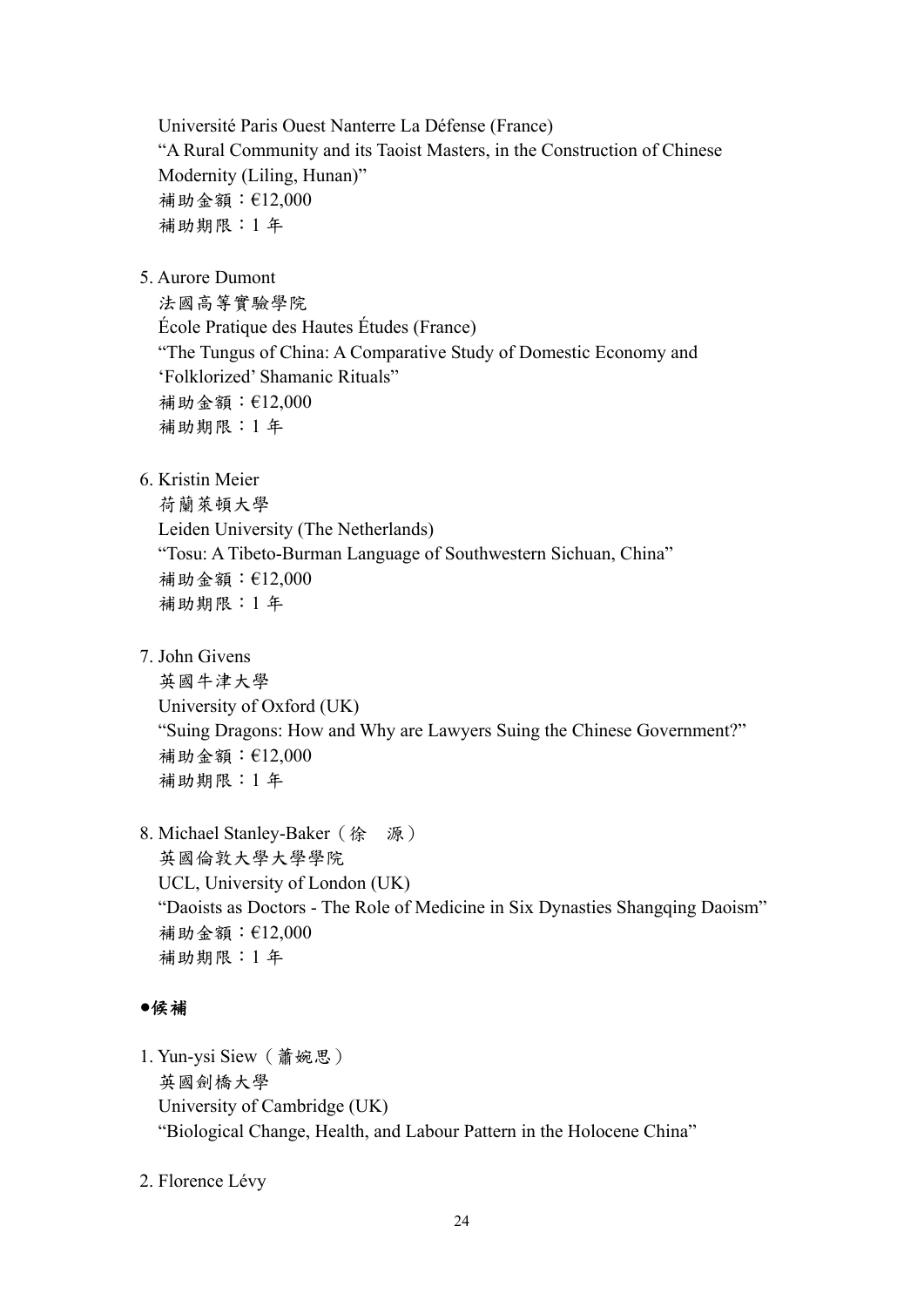Université Paris Ouest Nanterre La Défense (France)
"A Rural Community and its Taoist Masters, in the Construction of Chinese Modernity (Liling, Hunan)"
補助金額：€12,000
補助期限：1 年

5. Aurore Dumont
   法國高等實驗學院
   École Pratique des Hautes Études (France)
   "The Tungus of China: A Comparative Study of Domestic Economy and 'Folklorized' Shamanic Rituals"
   補助金額：€12,000
   補助期限：1 年

6. Kristin Meier
   荷蘭萊頓大學
   Leiden University (The Netherlands)
   "Tosu: A Tibeto-Burman Language of Southwestern Sichuan, China"
   補助金額：€12,000
   補助期限：1 年

7. John Givens
   英國牛津大學
   University of Oxford (UK)
   "Suing Dragons: How and Why are Lawyers Suing the Chinese Government?"
   補助金額：€12,000
   補助期限：1 年

8. Michael Stanley-Baker（徐　源）
   英國倫敦大學大學學院
   UCL, University of London (UK)
   "Daoists as Doctors - The Role of Medicine in Six Dynasties Shangqing Daoism"
   補助金額：€12,000
   補助期限：1 年

**●候補**

1. Yun-ysi Siew（蕭婉思）
   英國劍橋大學
   University of Cambridge (UK)
   "Biological Change, Health, and Labour Pattern in the Holocene China"

2. Florence Lévy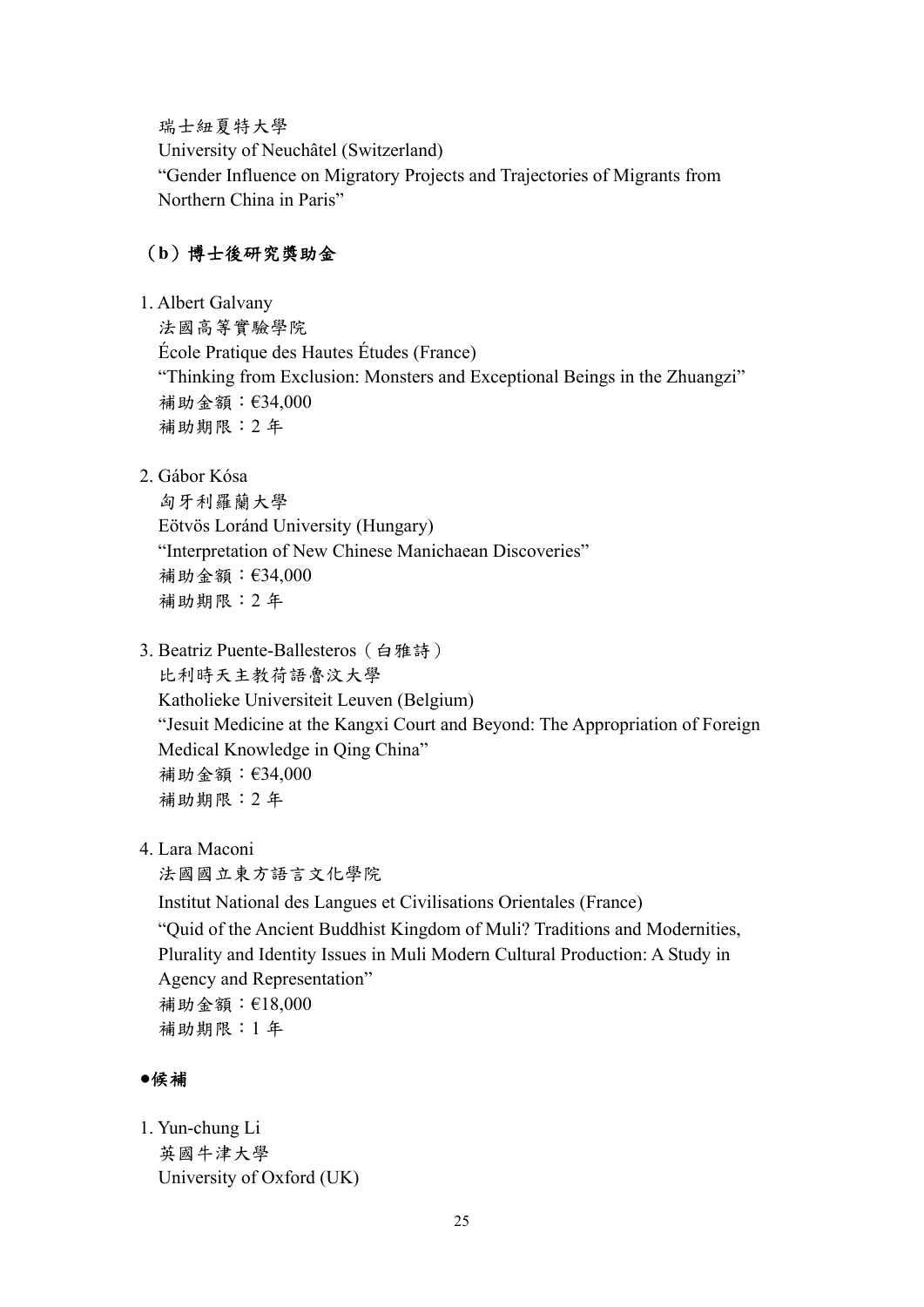瑞士紐夏特大學
University of Neuchâtel (Switzerland)
"Gender Influence on Migratory Projects and Trajectories of Migrants from Northern China in Paris"

### （b）博士後研究獎助金

1. Albert Galvany
   法國高等實驗學院
   École Pratique des Hautes Études (France)
   "Thinking from Exclusion: Monsters and Exceptional Beings in the Zhuangzi"
   補助金額：€34,000
   補助期限：2 年

2. Gábor Kósa
   匈牙利羅蘭大學
   Eötvös Loránd University (Hungary)
   "Interpretation of New Chinese Manichaean Discoveries"
   補助金額：€34,000
   補助期限：2 年

3. Beatriz Puente-Ballesteros（白雅詩）
   比利時天主教荷語魯汶大學
   Katholieke Universiteit Leuven (Belgium)
   "Jesuit Medicine at the Kangxi Court and Beyond: The Appropriation of Foreign Medical Knowledge in Qing China"
   補助金額：€34,000
   補助期限：2 年

4. Lara Maconi
   法國國立東方語言文化學院
   Institut National des Langues et Civilisations Orientales (France)
   "Quid of the Ancient Buddhist Kingdom of Muli? Traditions and Modernities, Plurality and Identity Issues in Muli Modern Cultural Production: A Study in Agency and Representation"
   補助金額：€18,000
   補助期限：1 年

**●候補**

1. Yun-chung Li
   英國牛津大學
   University of Oxford (UK)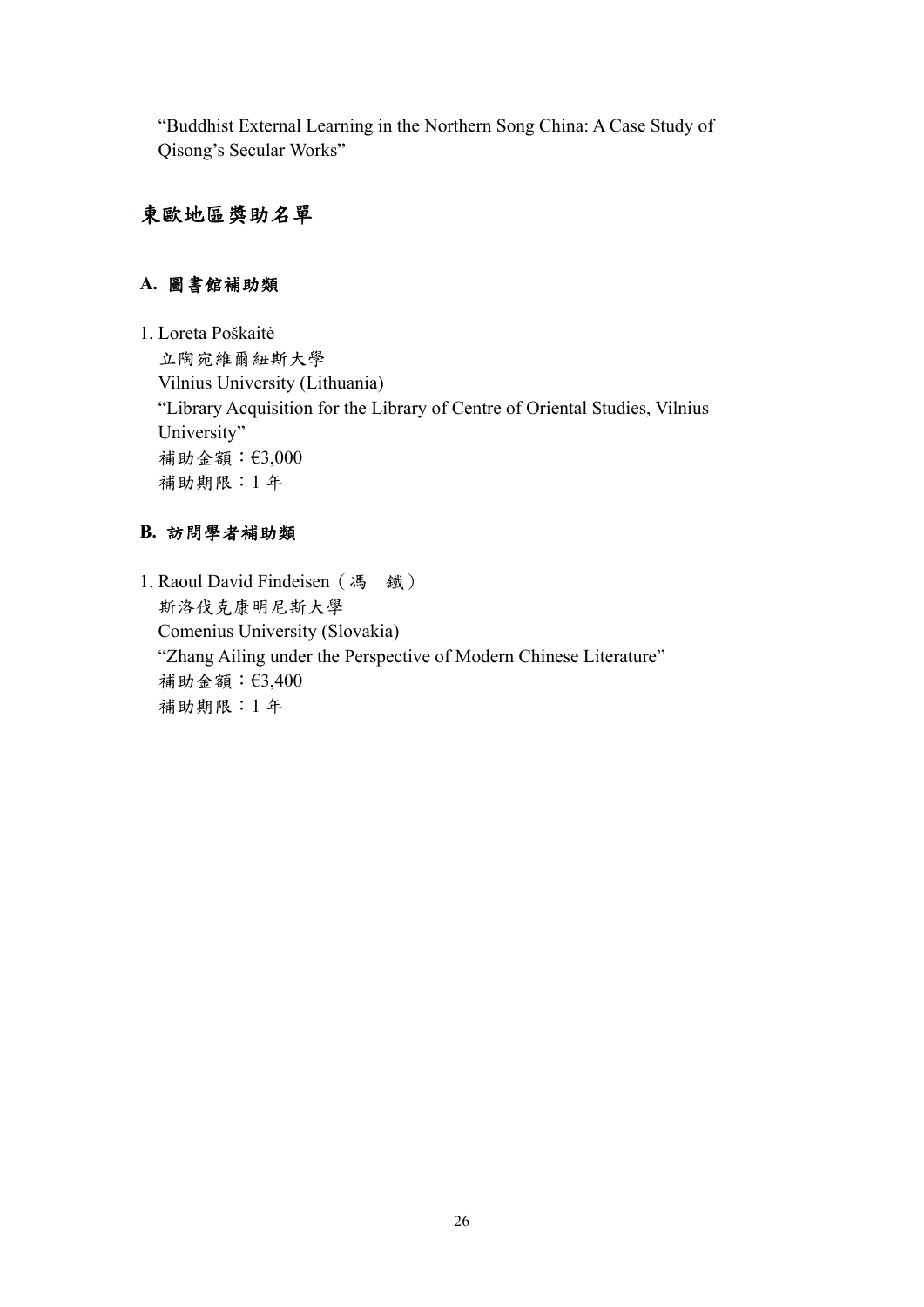"Buddhist External Learning in the Northern Song China: A Case Study of Qisong's Secular Works"

## 東歐地區獎助名單

### A. 圖書館補助類

1. Loreta Poškaitė
   立陶宛維爾紐斯大學
   Vilnius University (Lithuania)
   "Library Acquisition for the Library of Centre of Oriental Studies, Vilnius University"
   補助金額：€3,000
   補助期限：1 年

### B. 訪問學者補助類

1. Raoul David Findeisen（馮　鐵）
   斯洛伐克康明尼斯大學
   Comenius University (Slovakia)
   "Zhang Ailing under the Perspective of Modern Chinese Literature"
   補助金額：€3,400
   補助期限：1 年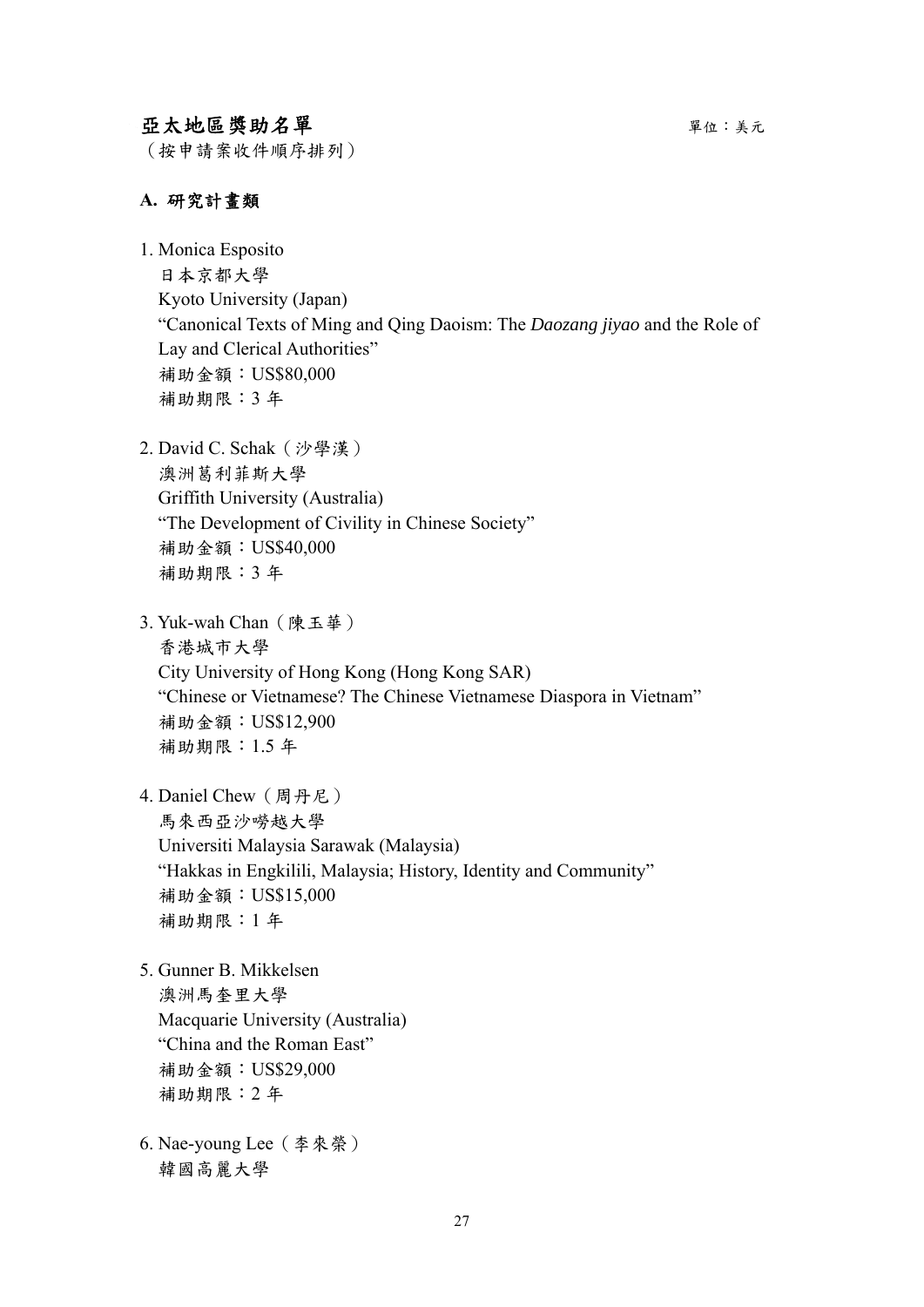## 亞太地區獎助名單

單位：美元

（按申請案收件順序排列）

### A. 研究計畫類

1. Monica Esposito
   日本京都大學
   Kyoto University (Japan)
   "Canonical Texts of Ming and Qing Daoism: The *Daozang jiyao* and the Role of Lay and Clerical Authorities"
   補助金額：US$80,000
   補助期限：3 年

2. David C. Schak（沙學漢）
   澳洲葛利菲斯大學
   Griffith University (Australia)
   "The Development of Civility in Chinese Society"
   補助金額：US$40,000
   補助期限：3 年

3. Yuk-wah Chan（陳玉華）
   香港城市大學
   City University of Hong Kong (Hong Kong SAR)
   "Chinese or Vietnamese? The Chinese Vietnamese Diaspora in Vietnam"
   補助金額：US$12,900
   補助期限：1.5 年

4. Daniel Chew（周丹尼）
   馬來西亞沙嘮越大學
   Universiti Malaysia Sarawak (Malaysia)
   "Hakkas in Engkilili, Malaysia; History, Identity and Community"
   補助金額：US$15,000
   補助期限：1 年

5. Gunner B. Mikkelsen
   澳洲馬奎里大學
   Macquarie University (Australia)
   "China and the Roman East"
   補助金額：US$29,000
   補助期限：2 年

6. Nae-young Lee（李來榮）
   韓國高麗大學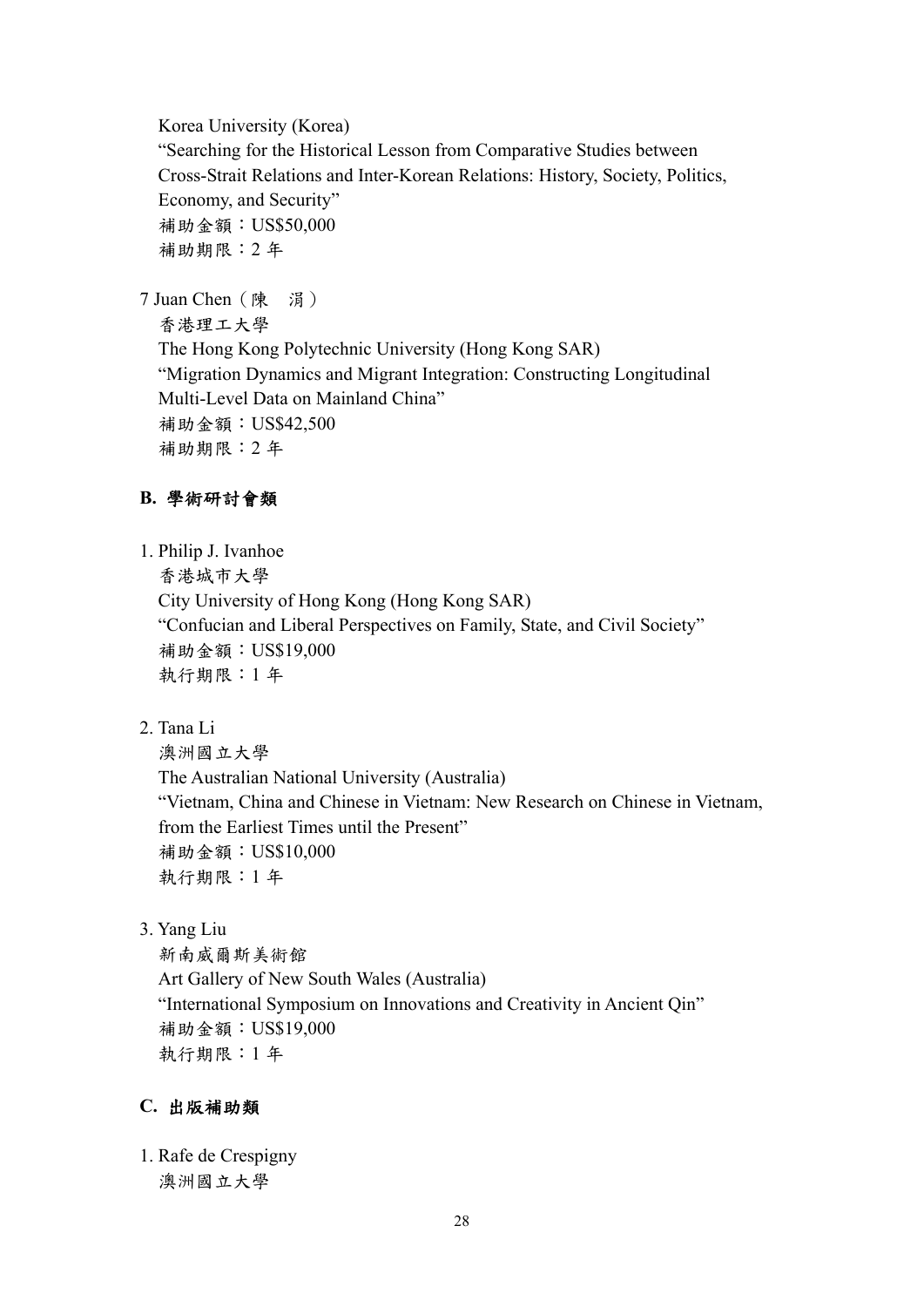Korea University (Korea)
"Searching for the Historical Lesson from Comparative Studies between Cross-Strait Relations and Inter-Korean Relations: History, Society, Politics, Economy, and Security"
補助金額：US$50,000
補助期限：2 年

7 Juan Chen（陳　涓）
香港理工大學
The Hong Kong Polytechnic University (Hong Kong SAR)
"Migration Dynamics and Migrant Integration: Constructing Longitudinal Multi-Level Data on Mainland China"
補助金額：US$42,500
補助期限：2 年

### B. 學術研討會類

1. Philip J. Ivanhoe
香港城市大學
City University of Hong Kong (Hong Kong SAR)
"Confucian and Liberal Perspectives on Family, State, and Civil Society"
補助金額：US$19,000
執行期限：1 年

2. Tana Li
澳洲國立大學
The Australian National University (Australia)
"Vietnam, China and Chinese in Vietnam: New Research on Chinese in Vietnam, from the Earliest Times until the Present"
補助金額：US$10,000
執行期限：1 年

3. Yang Liu
新南威爾斯美術館
Art Gallery of New South Wales (Australia)
"International Symposium on Innovations and Creativity in Ancient Qin"
補助金額：US$19,000
執行期限：1 年

### C. 出版補助類

1. Rafe de Crespigny
澳洲國立大學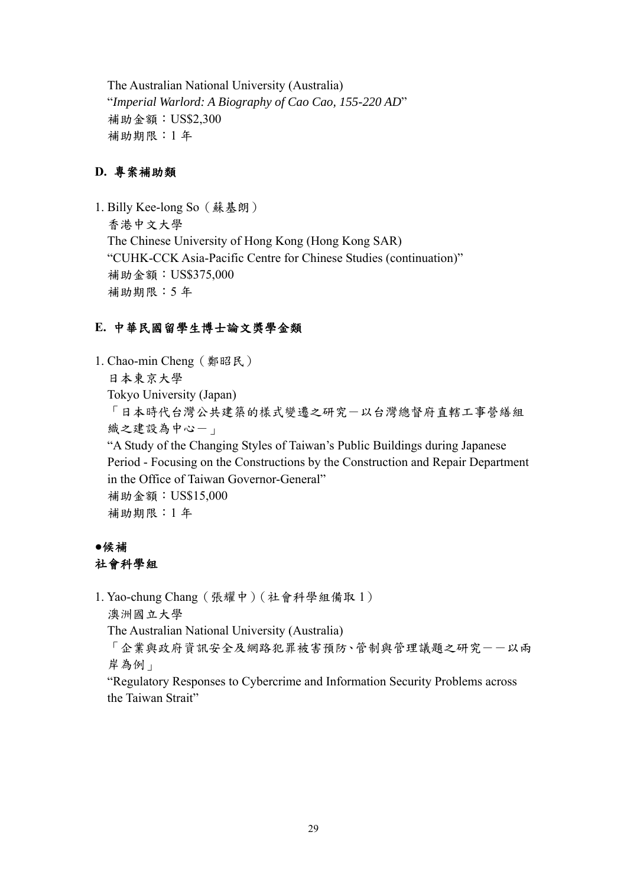The Australian National University (Australia)
"*Imperial Warlord: A Biography of Cao Cao, 155-220 AD*"
補助金額：US$2,300
補助期限：1 年

### D. 專案補助類

1. Billy Kee-long So（蘇基朗）
   香港中文大學
   The Chinese University of Hong Kong (Hong Kong SAR)
   "CUHK-CCK Asia-Pacific Centre for Chinese Studies (continuation)"
   補助金額：US$375,000
   補助期限：5 年

### E. 中華民國留學生博士論文獎學金類

1. Chao-min Cheng（鄭昭民）
   日本東京大學
   Tokyo University (Japan)
   「日本時代台灣公共建築的樣式變遷之研究－以台灣總督府直轄工事營繕組織之建設為中心－」
   "A Study of the Changing Styles of Taiwan's Public Buildings during Japanese Period - Focusing on the Constructions by the Construction and Repair Department in the Office of Taiwan Governor-General"
   補助金額：US$15,000
   補助期限：1 年

### ●候補

### 社會科學組

1. Yao-chung Chang（張耀中）（社會科學組備取 1）
   澳洲國立大學
   The Australian National University (Australia)
   「企業與政府資訊安全及網路犯罪被害預防、管制與管理議題之研究－－以兩岸為例」
   "Regulatory Responses to Cybercrime and Information Security Problems across the Taiwan Strait"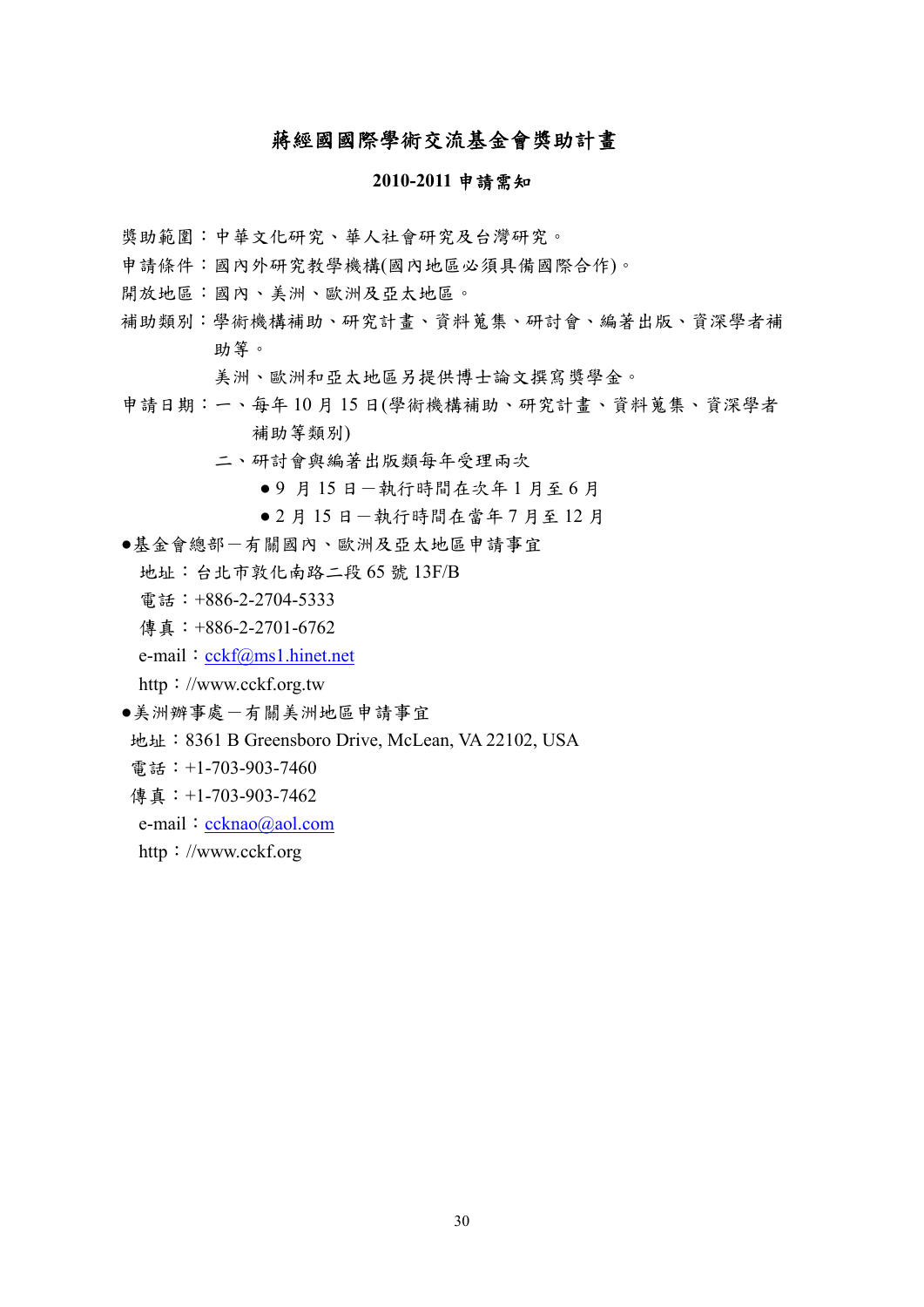# 蔣經國國際學術交流基金會獎助計畫

## 2010-2011 申請需知

獎助範圍：中華文化研究、華人社會研究及台灣研究。

申請條件：國內外研究教學機構(國內地區必須具備國際合作)。

開放地區：國內、美洲、歐洲及亞太地區。

補助類別：學術機構補助、研究計畫、資料蒐集、研討會、編著出版、資深學者補助等。

美洲、歐洲和亞太地區另提供博士論文撰寫獎學金。

申請日期：一、每年 10 月 15 日(學術機構補助、研究計畫、資料蒐集、資深學者補助等類別)

二、研討會與編著出版類每年受理兩次

- 9 月 15 日－執行時間在次年 1 月至 6 月
- 2 月 15 日－執行時間在當年 7 月至 12 月

●基金會總部－有關國內、歐洲及亞太地區申請事宜

地址：台北市敦化南路二段 65 號 13F/B

電話：+886-2-2704-5333

傳真：+886-2-2701-6762

e-mail：cckf@ms1.hinet.net

http：//www.cckf.org.tw

●美洲辦事處－有關美洲地區申請事宜

地址：8361 B Greensboro Drive, McLean, VA 22102, USA

電話：+1-703-903-7460

傳真：+1-703-903-7462

e-mail：ccknao@aol.com

http：//www.cckf.org